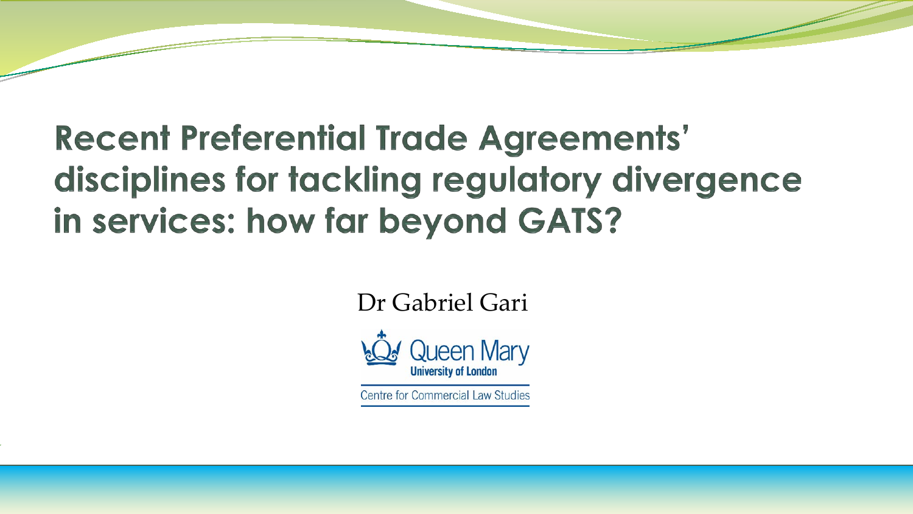# Recent Preferential Trade Agreements' disciplines for tackling regulatory divergence in services: how far beyond GATS?

Dr Gabriel Gari

Queen Mary University of London

Centre for Commercial Law Studies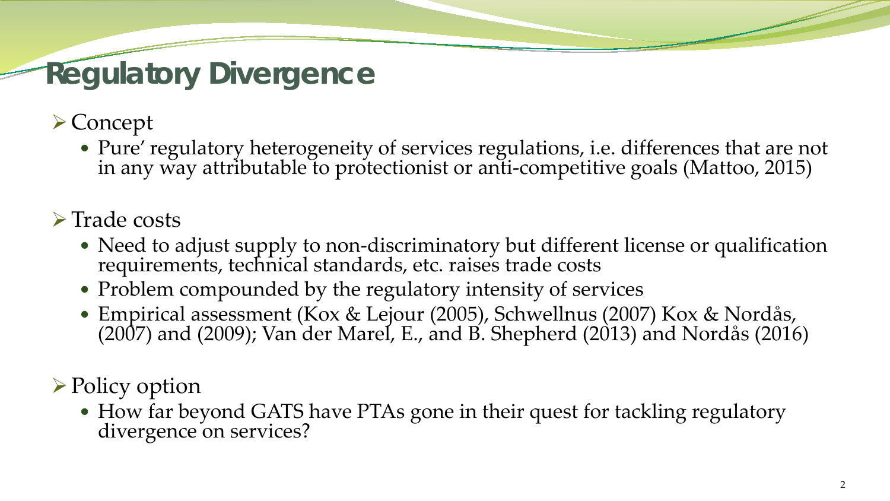# Regulatory Divergence

- Concept
  - Pure' regulatory heterogeneity of services regulations, i.e. differences that are not in any way attributable to protectionist or anti-competitive goals (Mattoo, 2015)

- Trade costs
  - Need to adjust supply to non-discriminatory but different license or qualification requirements, technical standards, etc. raises trade costs
  - Problem compounded by the regulatory intensity of services
  - Empirical assessment (Kox & Lejour (2005), Schwellnus (2007) Kox & Nordås, (2007) and (2009); Van der Marel, E., and B. Shepherd (2013) and Nordås (2016)

- Policy option
  - How far beyond GATS have PTAs gone in their quest for tackling regulatory divergence on services?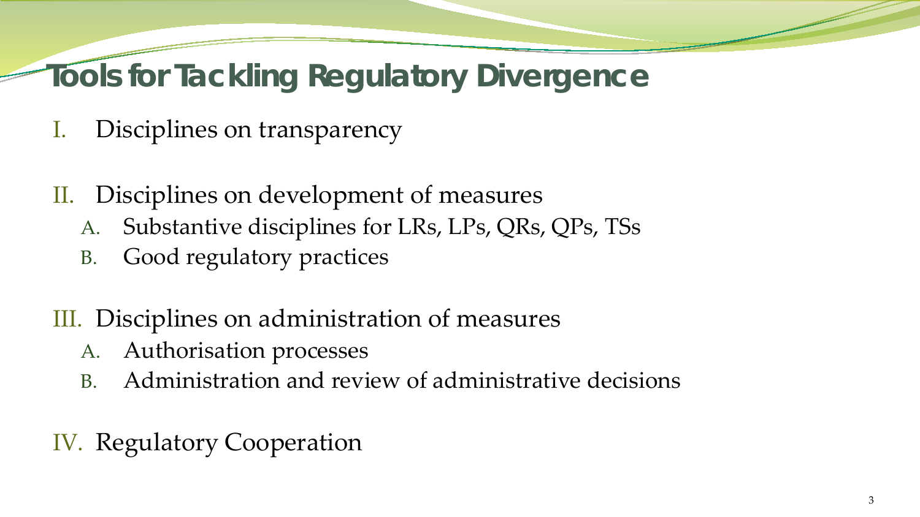# Tools for Tackling Regulatory Divergence

I. Disciplines on transparency

II. Disciplines on development of measures
   A. Substantive disciplines for LRs, LPs, QRs, QPs, TSs
   B. Good regulatory practices

III. Disciplines on administration of measures
   A. Authorisation processes
   B. Administration and review of administrative decisions

IV. Regulatory Cooperation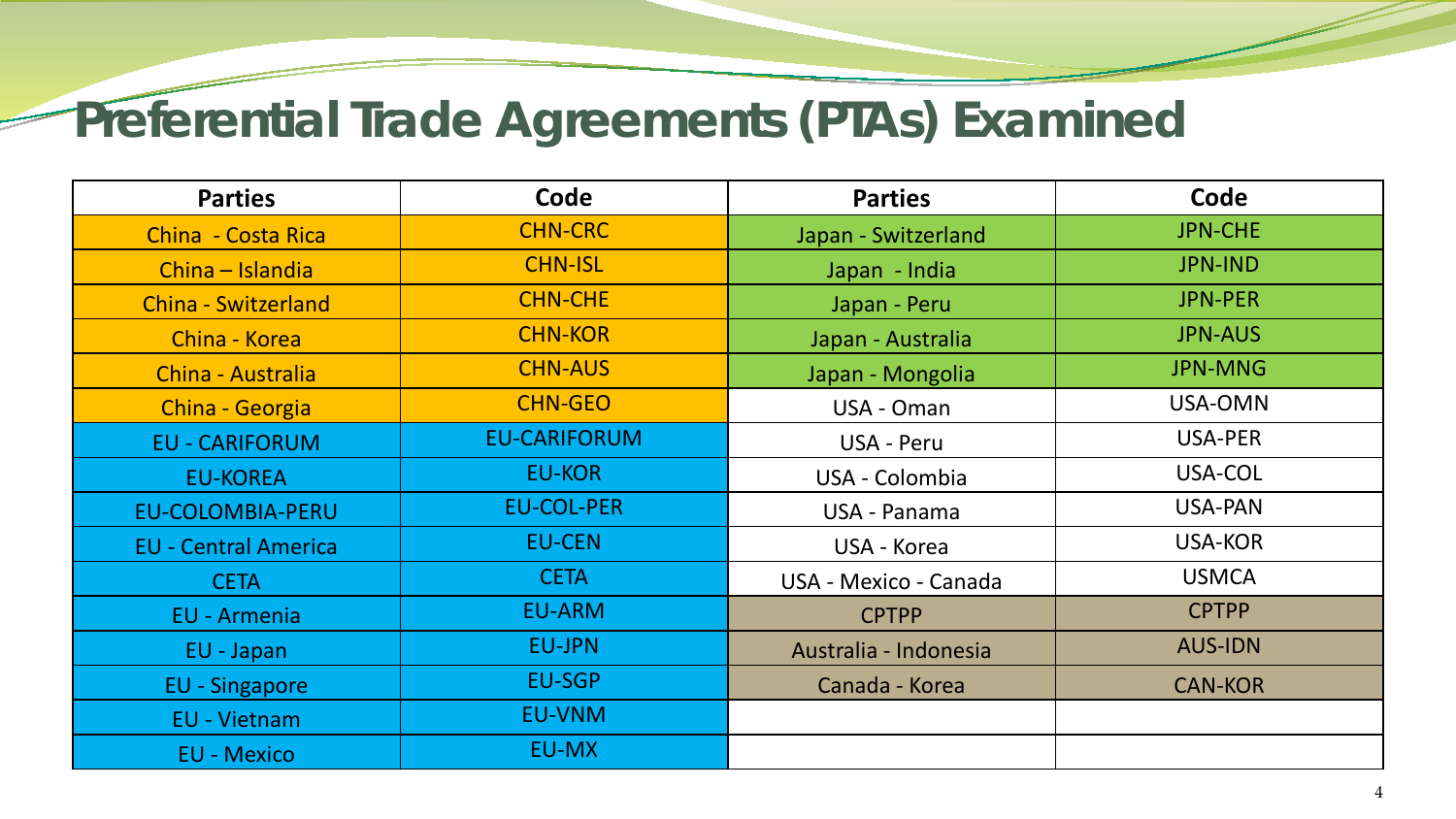# Preferential Trade Agreements (PTAs) Examined

| Parties | Code | Parties | Code |
|---|---|---|---|
| China - Costa Rica | CHN-CRC | Japan - Switzerland | JPN-CHE |
| China – Islandia | CHN-ISL | Japan - India | JPN-IND |
| China - Switzerland | CHN-CHE | Japan - Peru | JPN-PER |
| China - Korea | CHN-KOR | Japan - Australia | JPN-AUS |
| China - Australia | CHN-AUS | Japan - Mongolia | JPN-MNG |
| China - Georgia | CHN-GEO | USA - Oman | USA-OMN |
| EU - CARIFORUM | EU-CARIFORUM | USA - Peru | USA-PER |
| EU-KOREA | EU-KOR | USA - Colombia | USA-COL |
| EU-COLOMBIA-PERU | EU-COL-PER | USA - Panama | USA-PAN |
| EU - Central America | EU-CEN | USA - Korea | USA-KOR |
| CETA | CETA | USA - Mexico - Canada | USMCA |
| EU - Armenia | EU-ARM | CPTPP | CPTPP |
| EU - Japan | EU-JPN | Australia - Indonesia | AUS-IDN |
| EU - Singapore | EU-SGP | Canada - Korea | CAN-KOR |
| EU - Vietnam | EU-VNM | | |
| EU - Mexico | EU-MX | | |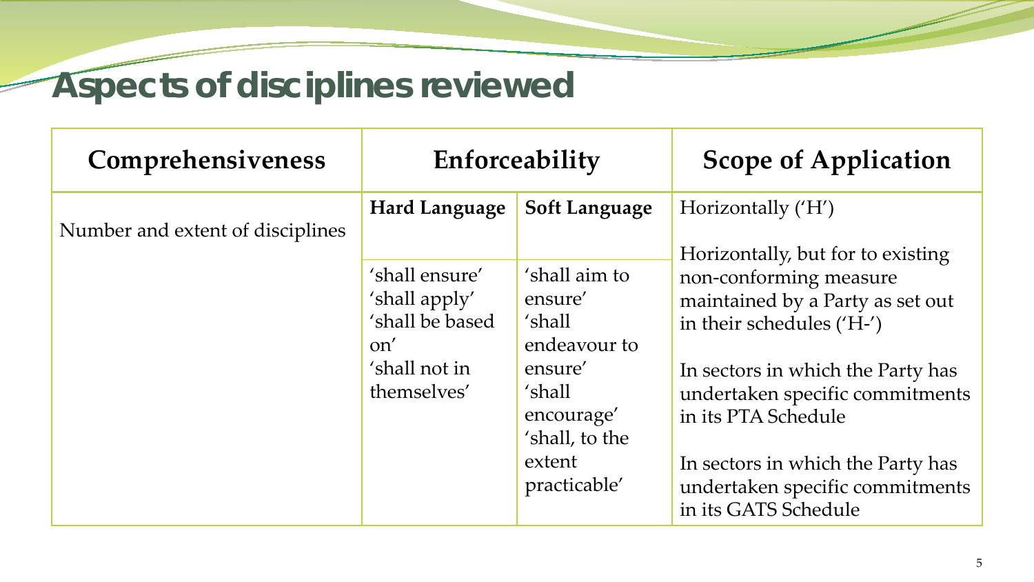# Aspects of disciplines reviewed

| Comprehensiveness | Enforceability | | Scope of Application |
|---|---|---|---|
| Number and extent of disciplines | **Hard Language** | **Soft Language** | Horizontally ('H')<br><br>Horizontally, but for to existing non-conforming measure maintained by a Party as set out in their schedules ('H-')<br><br>In sectors in which the Party has undertaken specific commitments in its PTA Schedule<br><br>In sectors in which the Party has undertaken specific commitments in its GATS Schedule |
| | 'shall ensure'<br>'shall apply'<br>'shall be based on'<br>'shall not in themselves' | 'shall aim to ensure'<br>'shall endeavour to ensure'<br>'shall encourage'<br>'shall, to the extent practicable' | |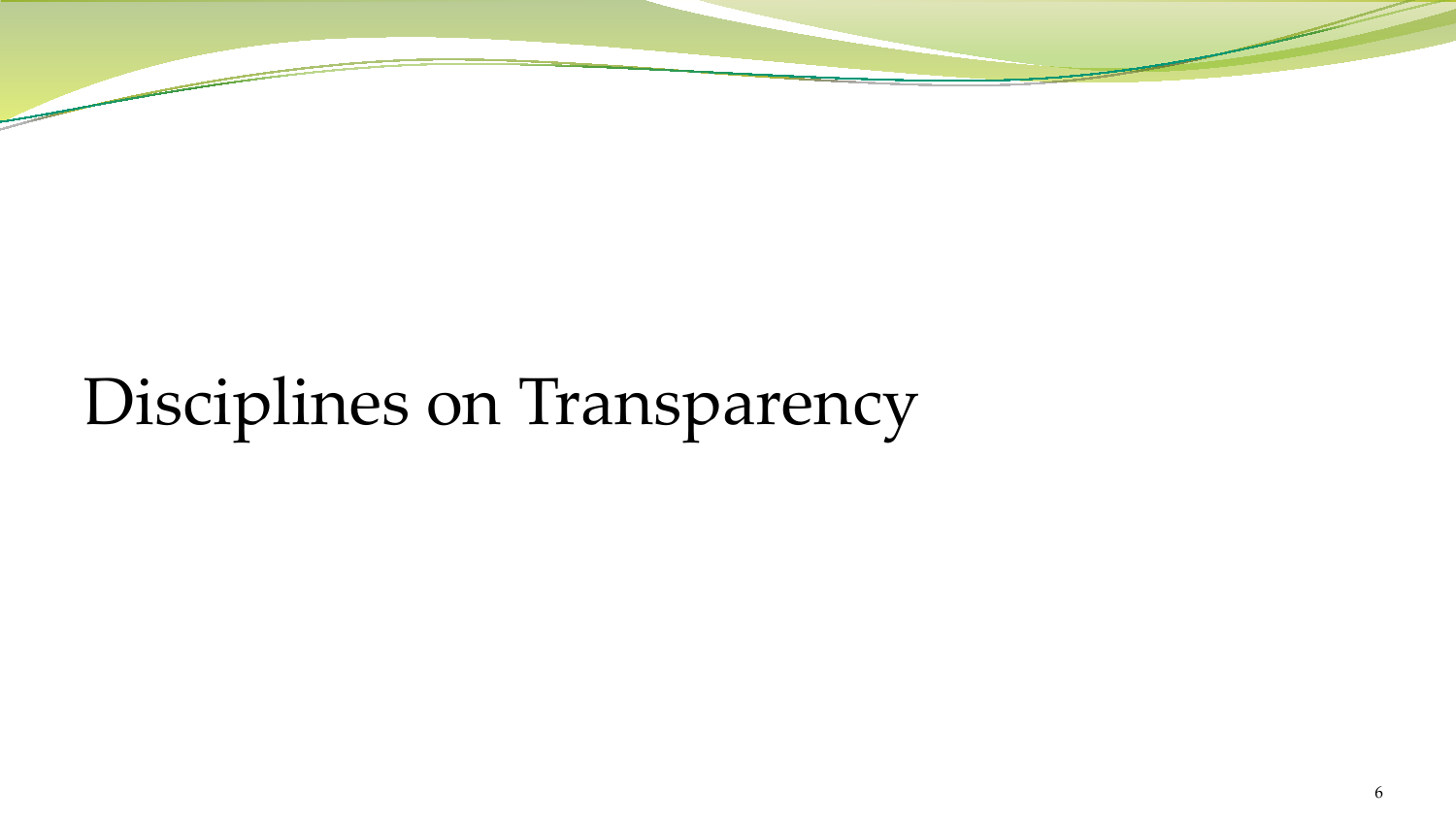# Disciplines on Transparency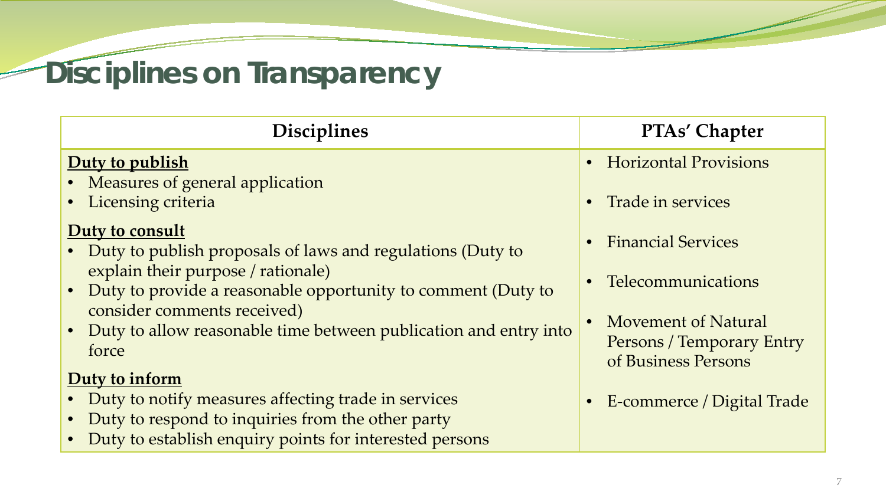# Disciplines on Transparency

| Disciplines | PTAs' Chapter |
|---|---|
| **<u>Duty to publish</u>**<br>• Measures of general application<br>• Licensing criteria<br>**<u>Duty to consult</u>**<br>• Duty to publish proposals of laws and regulations (Duty to explain their purpose / rationale)<br>• Duty to provide a reasonable opportunity to comment (Duty to consider comments received)<br>• Duty to allow reasonable time between publication and entry into force<br>**<u>Duty to inform</u>**<br>• Duty to notify measures affecting trade in services<br>• Duty to respond to inquiries from the other party<br>• Duty to establish enquiry points for interested persons | • Horizontal Provisions<br>• Trade in services<br>• Financial Services<br>• Telecommunications<br>• Movement of Natural Persons / Temporary Entry of Business Persons<br>• E-commerce / Digital Trade |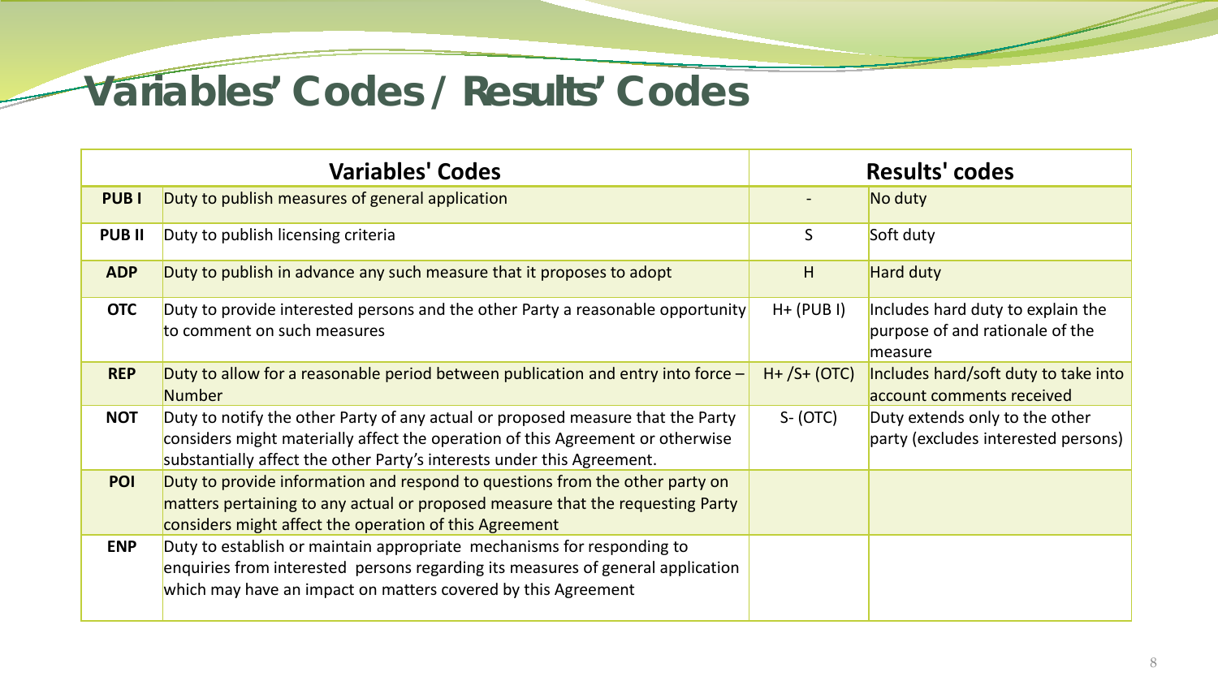# Variables' Codes / Results' Codes

| Variables' Codes | | Results' codes | |
|---|---|---|---|
| **PUB I** | Duty to publish measures of general application | - | No duty |
| **PUB II** | Duty to publish licensing criteria | S | Soft duty |
| **ADP** | Duty to publish in advance any such measure that it proposes to adopt | H | Hard duty |
| **OTC** | Duty to provide interested persons and the other Party a reasonable opportunity to comment on such measures | H+ (PUB I) | Includes hard duty to explain the purpose of and rationale of the measure |
| **REP** | Duty to allow for a reasonable period between publication and entry into force – Number | H+ /S+ (OTC) | Includes hard/soft duty to take into account comments received |
| **NOT** | Duty to notify the other Party of any actual or proposed measure that the Party considers might materially affect the operation of this Agreement or otherwise substantially affect the other Party's interests under this Agreement. | S- (OTC) | Duty extends only to the other party (excludes interested persons) |
| **POI** | Duty to provide information and respond to questions from the other party on matters pertaining to any actual or proposed measure that the requesting Party considers might affect the operation of this Agreement | | |
| **ENP** | Duty to establish or maintain appropriate mechanisms for responding to enquiries from interested persons regarding its measures of general application which may have an impact on matters covered by this Agreement | | |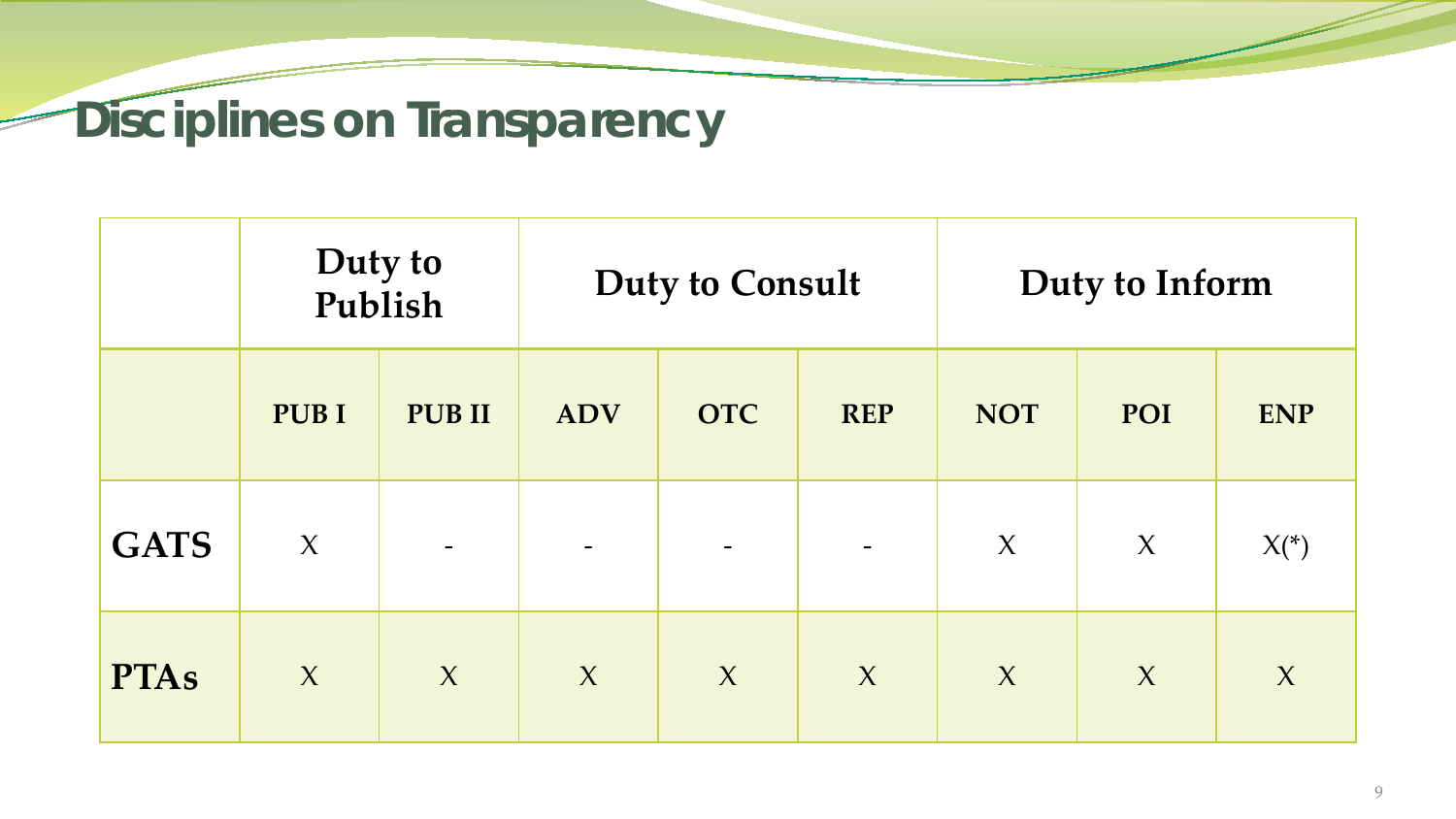# Disciplines on Transparency

| | Duty to Publish | | Duty to Consult | | | Duty to Inform | | |
|---|---|---|---|---|---|---|---|---|
| | **PUB I** | **PUB II** | **ADV** | **OTC** | **REP** | **NOT** | **POI** | **ENP** |
| **GATS** | X | - | - | - | - | X | X | X(*) |
| **PTAs** | X | X | X | X | X | X | X | X |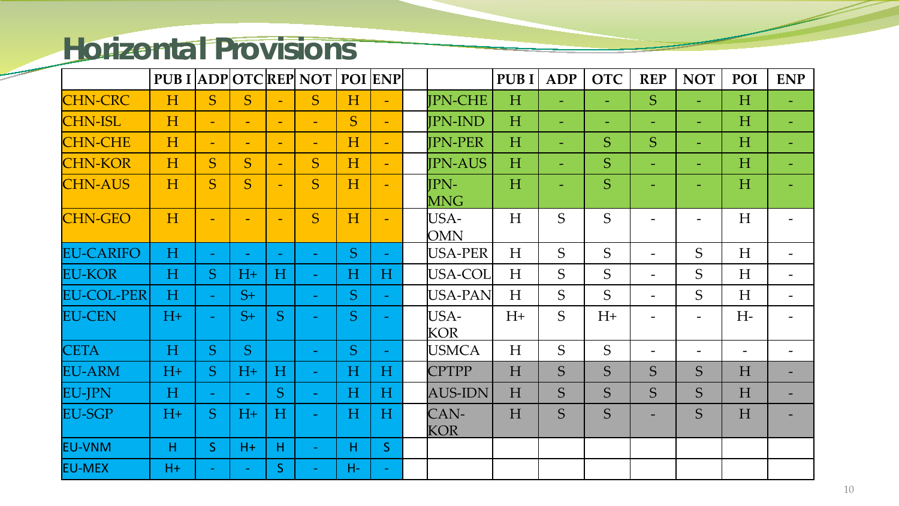# Horizontal Provisions

| | PUB I | ADP | OTC | REP | NOT | POI | ENP | | | PUB I | ADP | OTC | REP | NOT | POI | ENP |
|---|---|---|---|---|---|---|---|---|---|---|---|---|---|---|---|---|
| CHN-CRC | H | S | S | - | S | H | - | | JPN-CHE | H | - | - | S | - | H | - |
| CHN-ISL | H | - | - | - | - | S | - | | JPN-IND | H | - | - | - | - | H | - |
| CHN-CHE | H | - | - | - | - | H | - | | JPN-PER | H | - | S | S | - | H | - |
| CHN-KOR | H | S | S | - | S | H | - | | JPN-AUS | H | - | S | - | - | H | - |
| CHN-AUS | H | S | S | - | S | H | - | | JPN-MNG | H | - | S | - | - | H | - |
| CHN-GEO | H | - | - | - | S | H | - | | USA-OMN | H | S | S | - | - | H | - |
| EU-CARIFO | H | - | - | - | - | S | - | | USA-PER | H | S | S | - | S | H | - |
| EU-KOR | H | S | H+ | H | - | H | H | | USA-COL | H | S | S | - | S | H | - |
| EU-COL-PER | H | - | S+ | | - | S | - | | USA-PAN | H | S | S | - | S | H | - |
| EU-CEN | H+ | - | S+ | S | - | S | - | | USA-KOR | H+ | S | H+ | - | - | H- | - |
| CETA | H | S | S | | - | S | - | | USMCA | H | S | S | - | - | - | - |
| EU-ARM | H+ | S | H+ | H | - | H | H | | CPTPP | H | S | S | S | S | H | - |
| EU-JPN | H | - | - | S | - | H | H | | AUS-IDN | H | S | S | S | S | H | - |
| EU-SGP | H+ | S | H+ | H | - | H | H | | CAN-KOR | H | S | S | - | S | H | - |
| EU-VNM | H | S | H+ | H | - | H | S | | | | | | | | | |
| EU-MEX | H+ | - | - | S | - | H- | - | | | | | | | | | |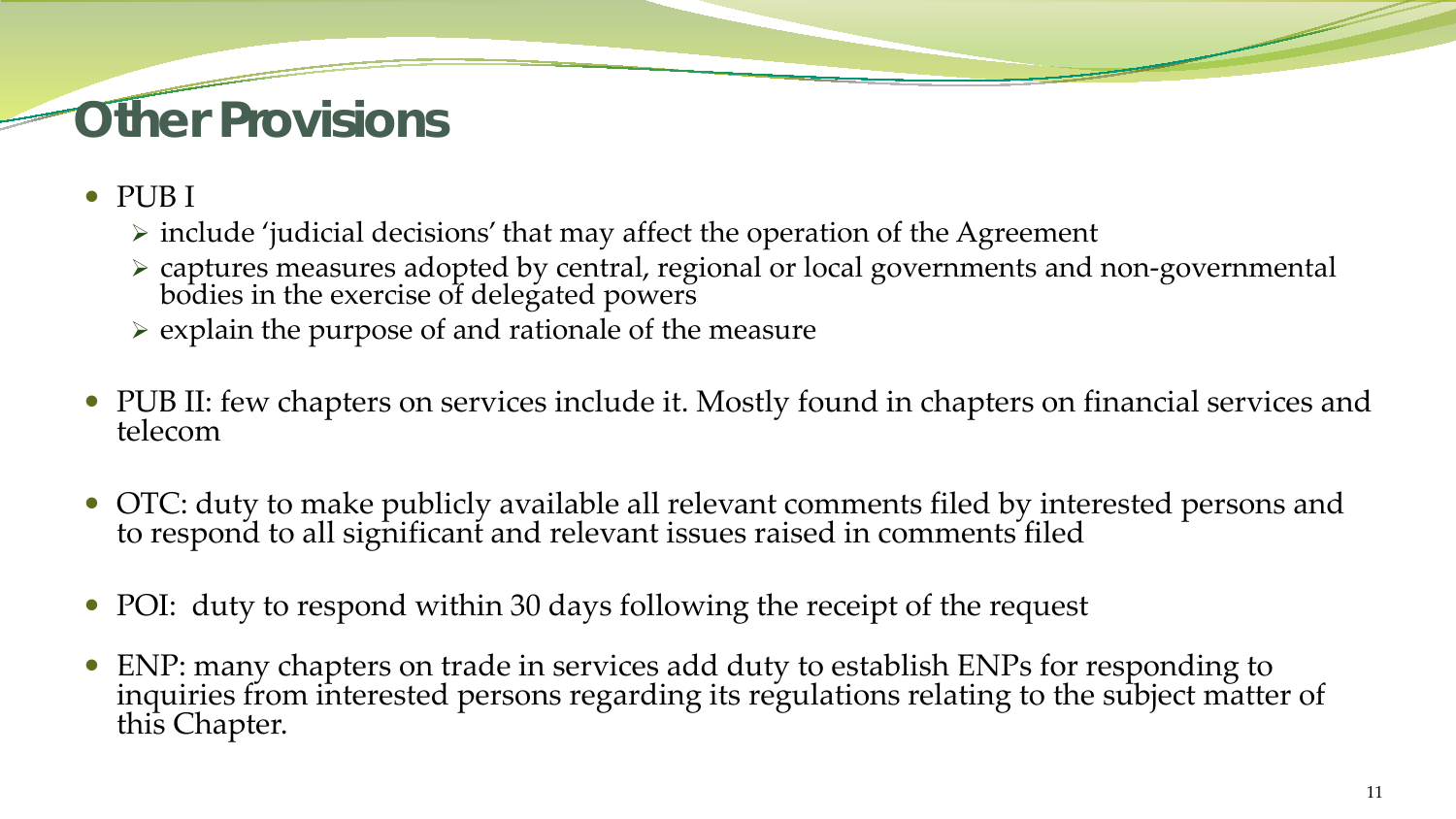# Other Provisions

- PUB I
  - include 'judicial decisions' that may affect the operation of the Agreement
  - captures measures adopted by central, regional or local governments and non-governmental bodies in the exercise of delegated powers
  - explain the purpose of and rationale of the measure
- PUB II: few chapters on services include it. Mostly found in chapters on financial services and telecom
- OTC: duty to make publicly available all relevant comments filed by interested persons and to respond to all significant and relevant issues raised in comments filed
- POI: duty to respond within 30 days following the receipt of the request
- ENP: many chapters on trade in services add duty to establish ENPs for responding to inquiries from interested persons regarding its regulations relating to the subject matter of this Chapter.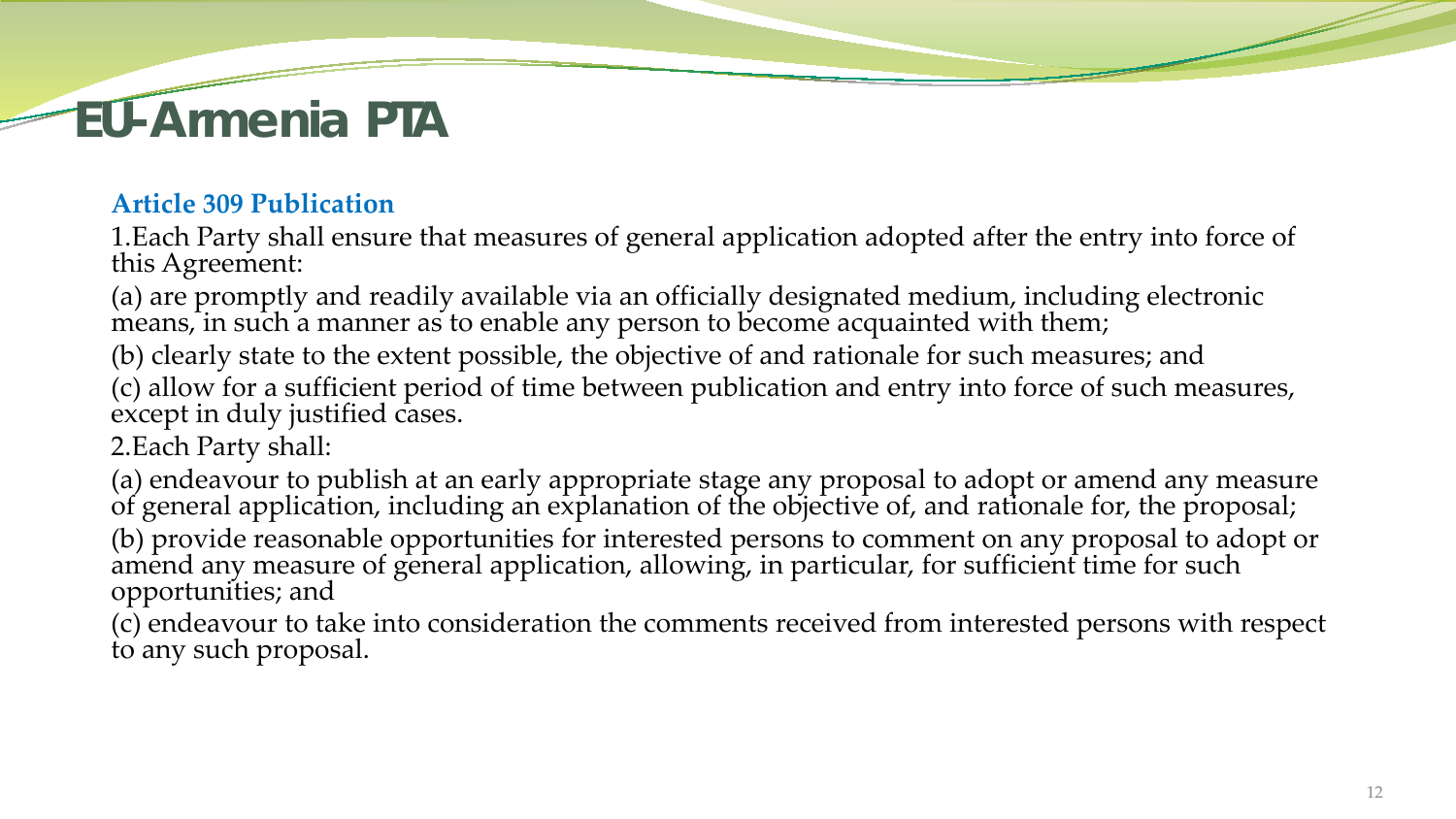# EU-Armenia PTA

### Article 309 Publication

1.Each Party shall ensure that measures of general application adopted after the entry into force of this Agreement:

(a) are promptly and readily available via an officially designated medium, including electronic means, in such a manner as to enable any person to become acquainted with them;

(b) clearly state to the extent possible, the objective of and rationale for such measures; and

(c) allow for a sufficient period of time between publication and entry into force of such measures, except in duly justified cases.

2.Each Party shall:

(a) endeavour to publish at an early appropriate stage any proposal to adopt or amend any measure of general application, including an explanation of the objective of, and rationale for, the proposal;

(b) provide reasonable opportunities for interested persons to comment on any proposal to adopt or amend any measure of general application, allowing, in particular, for sufficient time for such opportunities; and

(c) endeavour to take into consideration the comments received from interested persons with respect to any such proposal.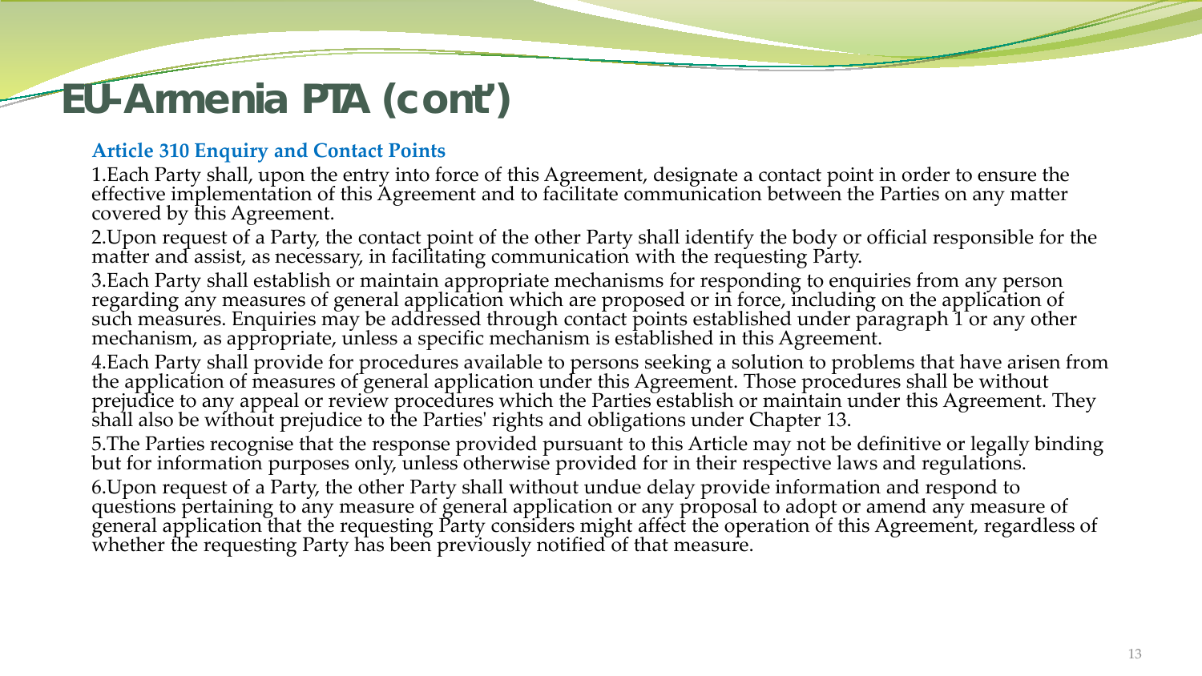# EU-Armenia PTA (cont')

### Article 310 Enquiry and Contact Points

1.Each Party shall, upon the entry into force of this Agreement, designate a contact point in order to ensure the effective implementation of this Agreement and to facilitate communication between the Parties on any matter covered by this Agreement.

2.Upon request of a Party, the contact point of the other Party shall identify the body or official responsible for the matter and assist, as necessary, in facilitating communication with the requesting Party.

3.Each Party shall establish or maintain appropriate mechanisms for responding to enquiries from any person regarding any measures of general application which are proposed or in force, including on the application of such measures. Enquiries may be addressed through contact points established under paragraph 1 or any other mechanism, as appropriate, unless a specific mechanism is established in this Agreement.

4.Each Party shall provide for procedures available to persons seeking a solution to problems that have arisen from the application of measures of general application under this Agreement. Those procedures shall be without prejudice to any appeal or review procedures which the Parties establish or maintain under this Agreement. They shall also be without prejudice to the Parties' rights and obligations under Chapter 13.

5.The Parties recognise that the response provided pursuant to this Article may not be definitive or legally binding but for information purposes only, unless otherwise provided for in their respective laws and regulations.

6.Upon request of a Party, the other Party shall without undue delay provide information and respond to questions pertaining to any measure of general application or any proposal to adopt or amend any measure of general application that the requesting Party considers might affect the operation of this Agreement, regardless of whether the requesting Party has been previously notified of that measure.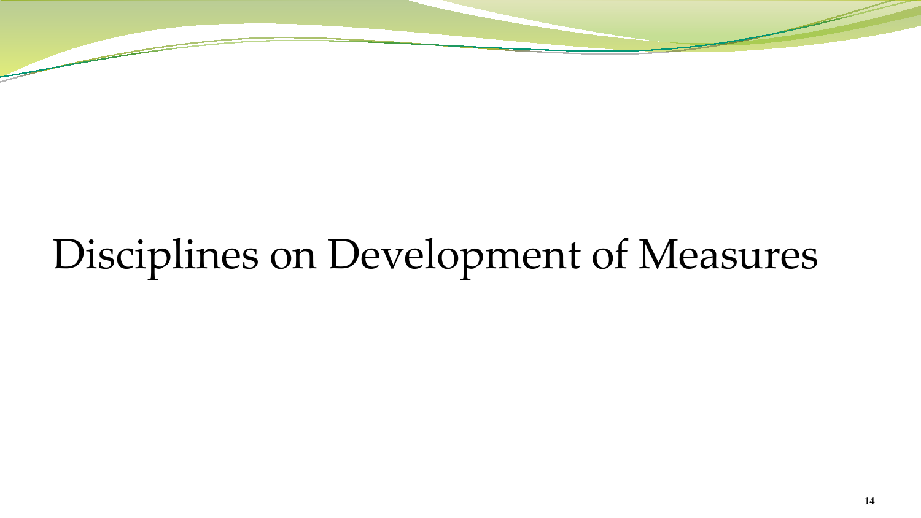# Disciplines on Development of Measures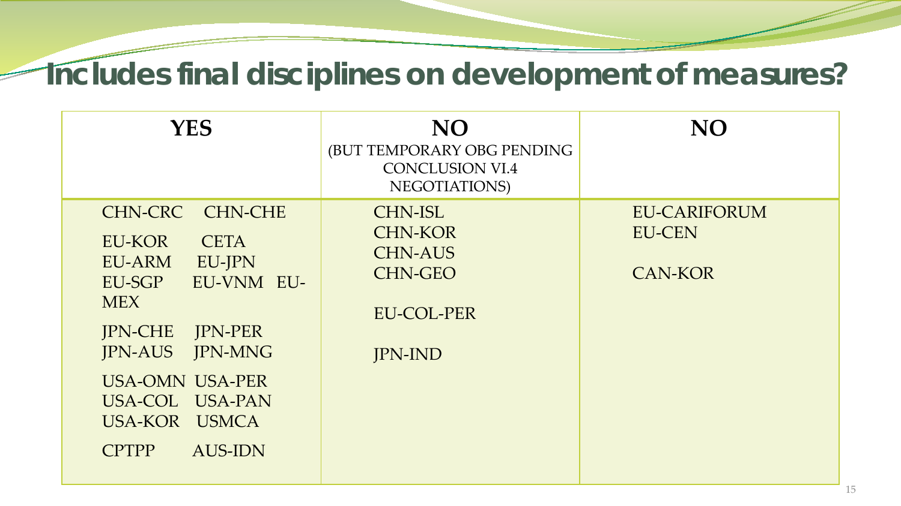# Includes final disciplines on development of measures?

| YES | NO (BUT TEMPORARY OBG PENDING CONCLUSION VI.4 NEGOTIATIONS) | NO |
|---|---|---|
| CHN-CRC CHN-CHE<br>EU-KOR CETA<br>EU-ARM EU-JPN<br>EU-SGP EU-VNM EU-MEX<br>JPN-CHE JPN-PER<br>JPN-AUS JPN-MNG<br>USA-OMN USA-PER<br>USA-COL USA-PAN<br>USA-KOR USMCA<br>CPTPP AUS-IDN | CHN-ISL<br>CHN-KOR<br>CHN-AUS<br>CHN-GEO<br>EU-COL-PER<br>JPN-IND | EU-CARIFORUM<br>EU-CEN<br>CAN-KOR |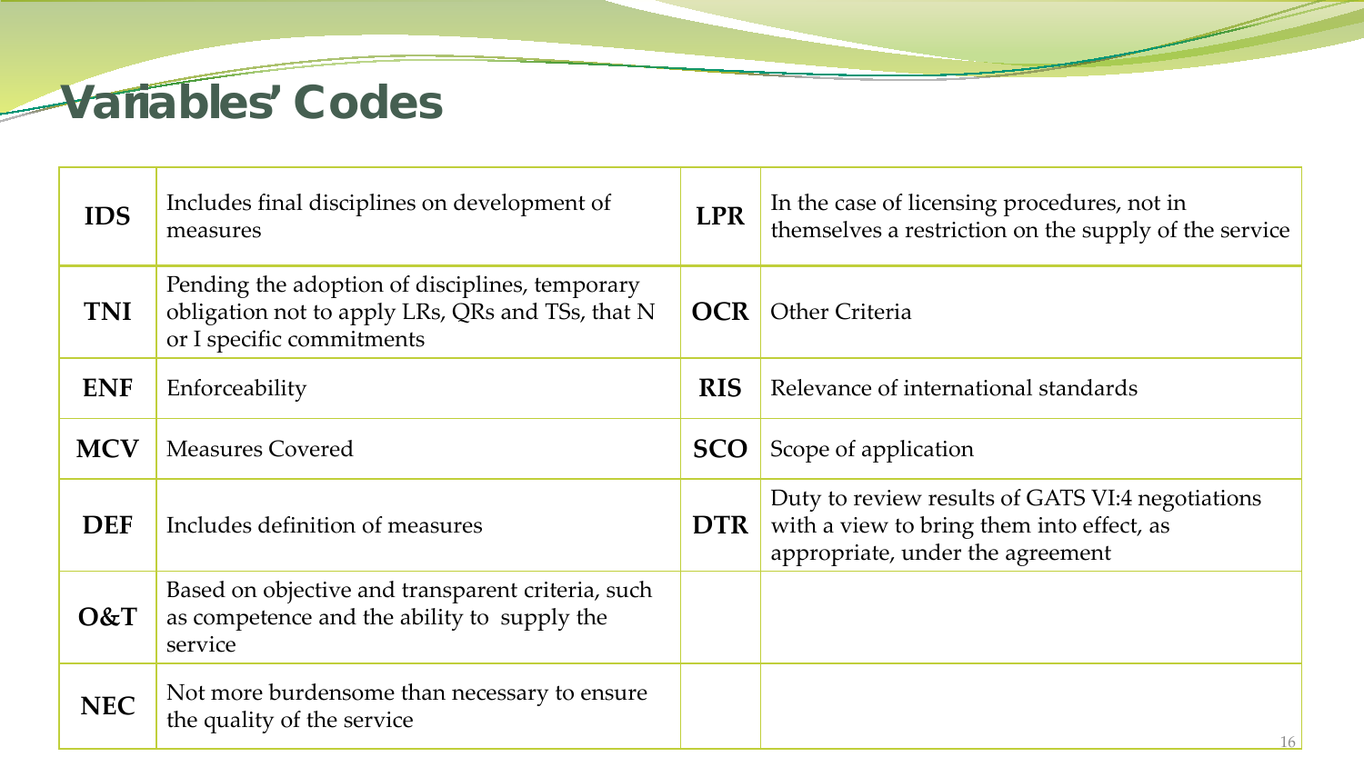# Variables' Codes

| | | | |
|---|---|---|---|
| **IDS** | Includes final disciplines on development of measures | **LPR** | In the case of licensing procedures, not in themselves a restriction on the supply of the service |
| **TNI** | Pending the adoption of disciplines, temporary obligation not to apply LRs, QRs and TSs, that N or I specific commitments | **OCR** | Other Criteria |
| **ENF** | Enforceability | **RIS** | Relevance of international standards |
| **MCV** | Measures Covered | **SCO** | Scope of application |
| **DEF** | Includes definition of measures | **DTR** | Duty to review results of GATS VI:4 negotiations with a view to bring them into effect, as appropriate, under the agreement |
| **O&T** | Based on objective and transparent criteria, such as competence and the ability to supply the service | | |
| **NEC** | Not more burdensome than necessary to ensure the quality of the service | | |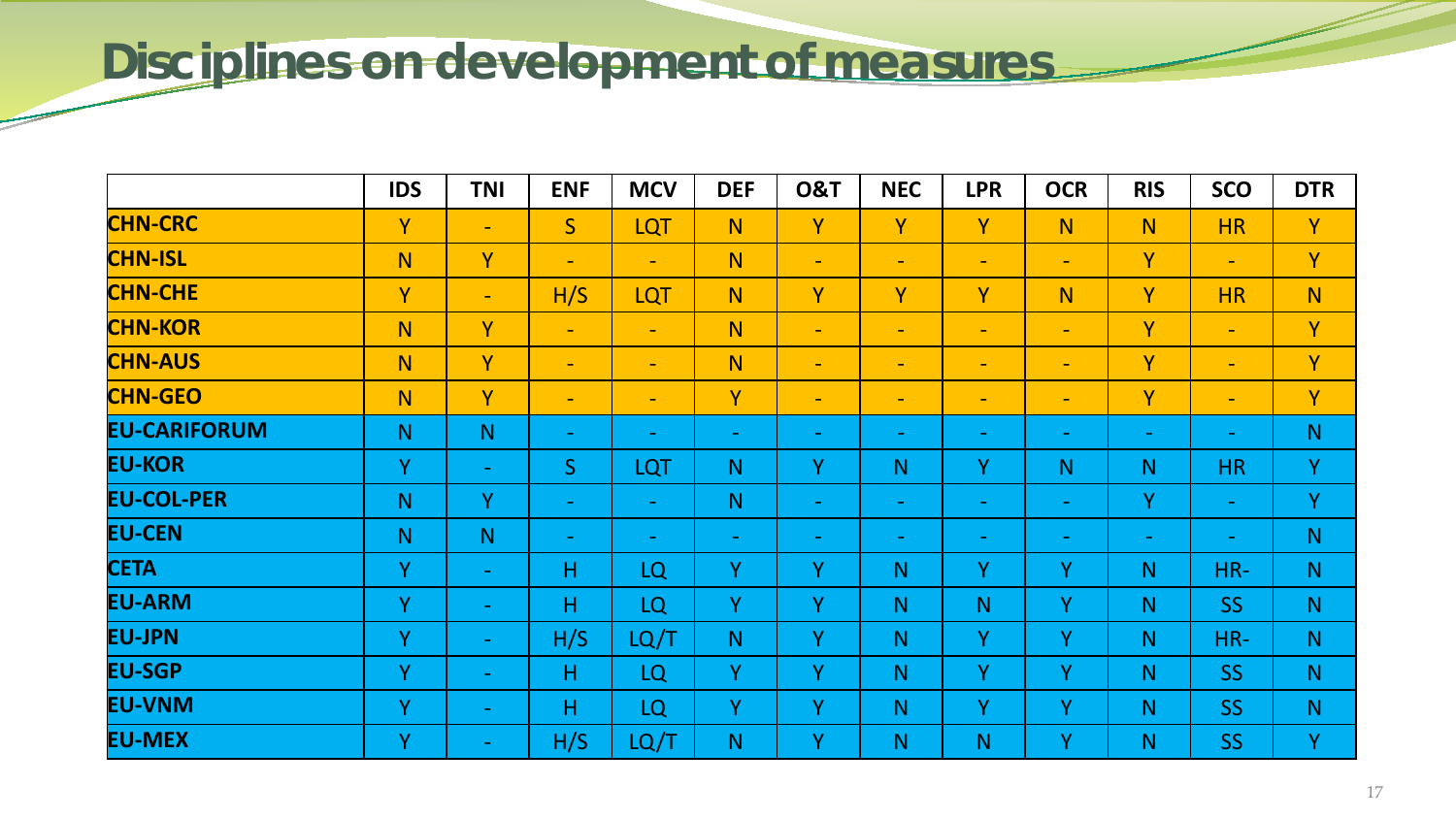# Disciplines on development of measures

| | IDS | TNI | ENF | MCV | DEF | O&T | NEC | LPR | OCR | RIS | SCO | DTR |
|---|---|---|---|---|---|---|---|---|---|---|---|---|
| **CHN-CRC** | Y | - | S | LQT | N | Y | Y | Y | N | N | HR | Y |
| **CHN-ISL** | N | Y | - | - | N | - | - | - | - | Y | - | Y |
| **CHN-CHE** | Y | - | H/S | LQT | N | Y | Y | Y | N | Y | HR | N |
| **CHN-KOR** | N | Y | - | - | N | - | - | - | - | Y | - | Y |
| **CHN-AUS** | N | Y | - | - | N | - | - | - | - | Y | - | Y |
| **CHN-GEO** | N | Y | - | - | Y | - | - | - | - | Y | - | Y |
| **EU-CARIFORUM** | N | N | - | - | - | - | - | - | - | - | - | N |
| **EU-KOR** | Y | - | S | LQT | N | Y | N | Y | N | N | HR | Y |
| **EU-COL-PER** | N | Y | - | - | N | - | - | - | - | Y | - | Y |
| **EU-CEN** | N | N | - | - | - | - | - | - | - | - | - | N |
| **CETA** | Y | - | H | LQ | Y | Y | N | Y | Y | N | HR- | N |
| **EU-ARM** | Y | - | H | LQ | Y | Y | N | N | Y | N | SS | N |
| **EU-JPN** | Y | - | H/S | LQ/T | N | Y | N | Y | Y | N | HR- | N |
| **EU-SGP** | Y | - | H | LQ | Y | Y | N | Y | Y | N | SS | N |
| **EU-VNM** | Y | - | H | LQ | Y | Y | N | Y | Y | N | SS | N |
| **EU-MEX** | Y | - | H/S | LQ/T | N | Y | N | N | Y | N | SS | Y |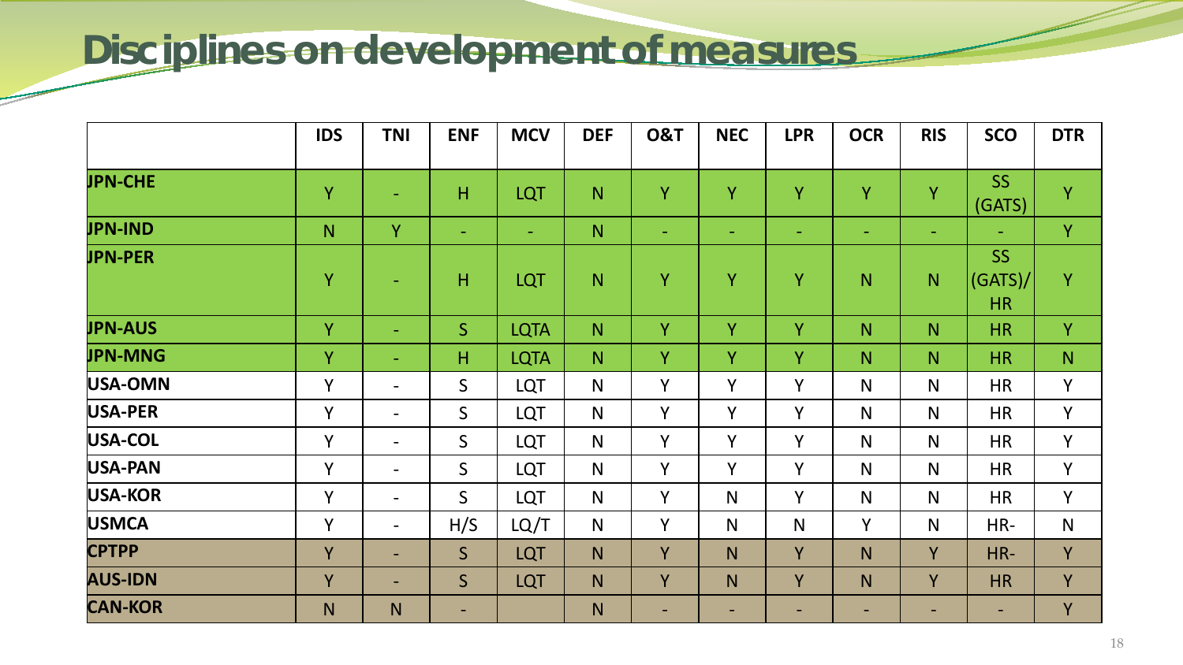# Disciplines on development of measures

| | IDS | TNI | ENF | MCV | DEF | O&T | NEC | LPR | OCR | RIS | SCO | DTR |
|---|---|---|---|---|---|---|---|---|---|---|---|---|
| **JPN-CHE** | Y | - | H | LQT | N | Y | Y | Y | Y | Y | SS (GATS) | Y |
| **JPN-IND** | N | Y | - | - | N | - | - | - | - | - | - | Y |
| **JPN-PER** | Y | - | H | LQT | N | Y | Y | Y | N | N | SS (GATS)/ HR | Y |
| **JPN-AUS** | Y | - | S | LQTA | N | Y | Y | Y | N | N | HR | Y |
| **JPN-MNG** | Y | - | H | LQTA | N | Y | Y | Y | N | N | HR | N |
| **USA-OMN** | Y | - | S | LQT | N | Y | Y | Y | N | N | HR | Y |
| **USA-PER** | Y | - | S | LQT | N | Y | Y | Y | N | N | HR | Y |
| **USA-COL** | Y | - | S | LQT | N | Y | Y | Y | N | N | HR | Y |
| **USA-PAN** | Y | - | S | LQT | N | Y | Y | Y | N | N | HR | Y |
| **USA-KOR** | Y | - | S | LQT | N | Y | N | Y | N | N | HR | Y |
| **USMCA** | Y | - | H/S | LQ/T | N | Y | N | N | Y | N | HR- | N |
| **CPTPP** | Y | - | S | LQT | N | Y | N | Y | N | Y | HR- | Y |
| **AUS-IDN** | Y | - | S | LQT | N | Y | N | Y | N | Y | HR | Y |
| **CAN-KOR** | N | N | - | | N | - | - | - | - | - | - | Y |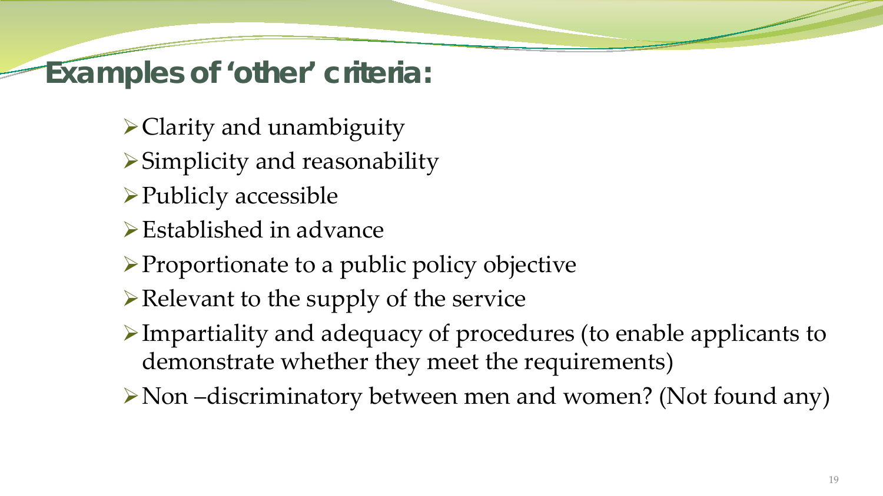# Examples of 'other' criteria:

- Clarity and unambiguity
- Simplicity and reasonability
- Publicly accessible
- Established in advance
- Proportionate to a public policy objective
- Relevant to the supply of the service
- Impartiality and adequacy of procedures (to enable applicants to demonstrate whether they meet the requirements)
- Non –discriminatory between men and women? (Not found any)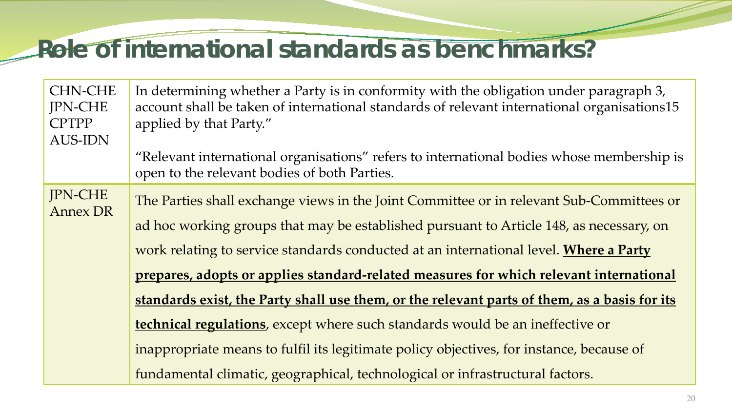# Role of international standards as benchmarks?

| | |
|---|---|
| CHN-CHE<br>JPN-CHE<br>CPTPP<br>AUS-IDN | In determining whether a Party is in conformity with the obligation under paragraph 3, account shall be taken of international standards of relevant international organisations15 applied by that Party."<br><br>"Relevant international organisations" refers to international bodies whose membership is open to the relevant bodies of both Parties. |
| JPN-CHE<br>Annex DR | The Parties shall exchange views in the Joint Committee or in relevant Sub-Committees or ad hoc working groups that may be established pursuant to Article 148, as necessary, on work relating to service standards conducted at an international level. **<u>Where a Party prepares, adopts or applies standard-related measures for which relevant international standards exist, the Party shall use them, or the relevant parts of them, as a basis for its technical regulations</u>**, except where such standards would be an ineffective or inappropriate means to fulfil its legitimate policy objectives, for instance, because of fundamental climatic, geographical, technological or infrastructural factors. |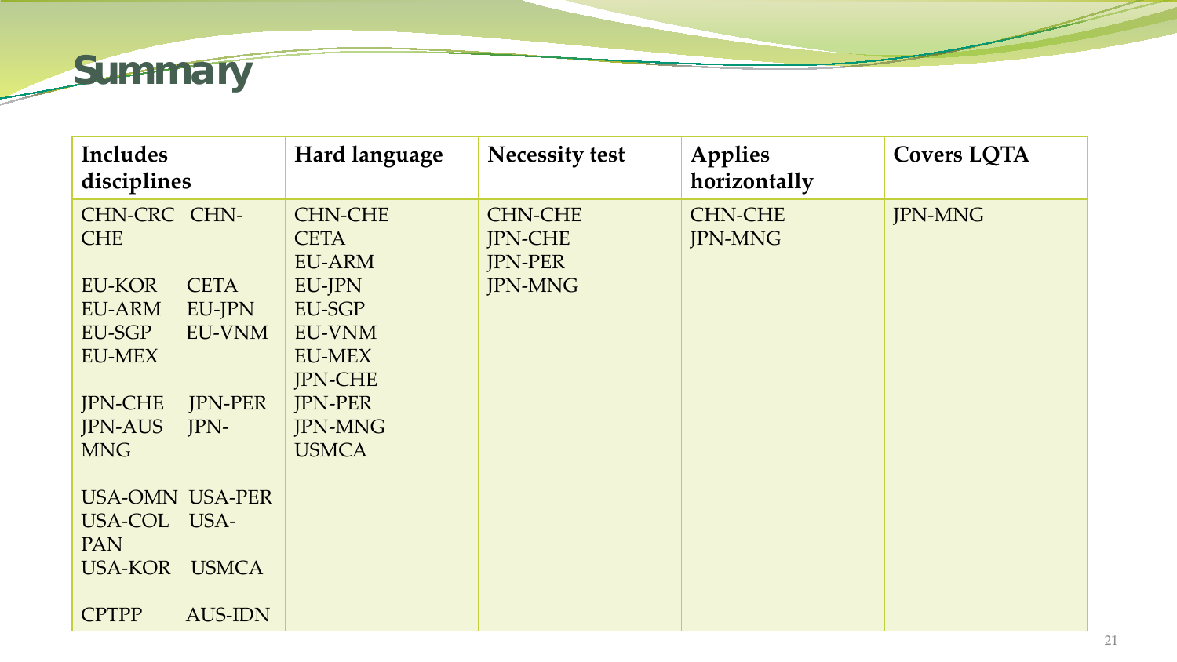# Summary

| Includes disciplines | Hard language | Necessity test | Applies horizontally | Covers LQTA |
|---|---|---|---|---|
| CHN-CRC CHN-CHE<br><br>EU-KOR CETA<br>EU-ARM EU-JPN<br>EU-SGP EU-VNM<br>EU-MEX<br><br>JPN-CHE JPN-PER<br>JPN-AUS JPN-MNG<br><br>USA-OMN USA-PER<br>USA-COL USA-PAN<br>USA-KOR USMCA<br><br>CPTPP AUS-IDN | CHN-CHE<br>CETA<br>EU-ARM<br>EU-JPN<br>EU-SGP<br>EU-VNM<br>EU-MEX<br>JPN-CHE<br>JPN-PER<br>JPN-MNG<br>USMCA | CHN-CHE<br>JPN-CHE<br>JPN-PER<br>JPN-MNG | CHN-CHE<br>JPN-MNG | JPN-MNG |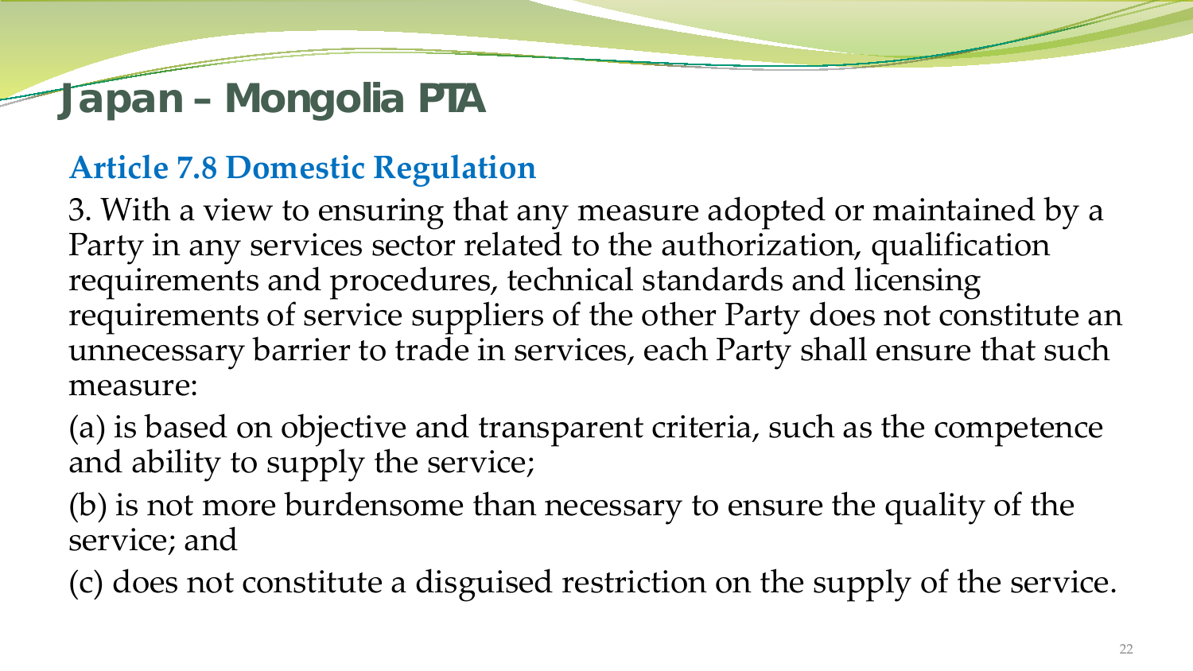# Japan – Mongolia PTA

## Article 7.8 Domestic Regulation

3. With a view to ensuring that any measure adopted or maintained by a Party in any services sector related to the authorization, qualification requirements and procedures, technical standards and licensing requirements of service suppliers of the other Party does not constitute an unnecessary barrier to trade in services, each Party shall ensure that such measure:

(a) is based on objective and transparent criteria, such as the competence and ability to supply the service;

(b) is not more burdensome than necessary to ensure the quality of the service; and

(c) does not constitute a disguised restriction on the supply of the service.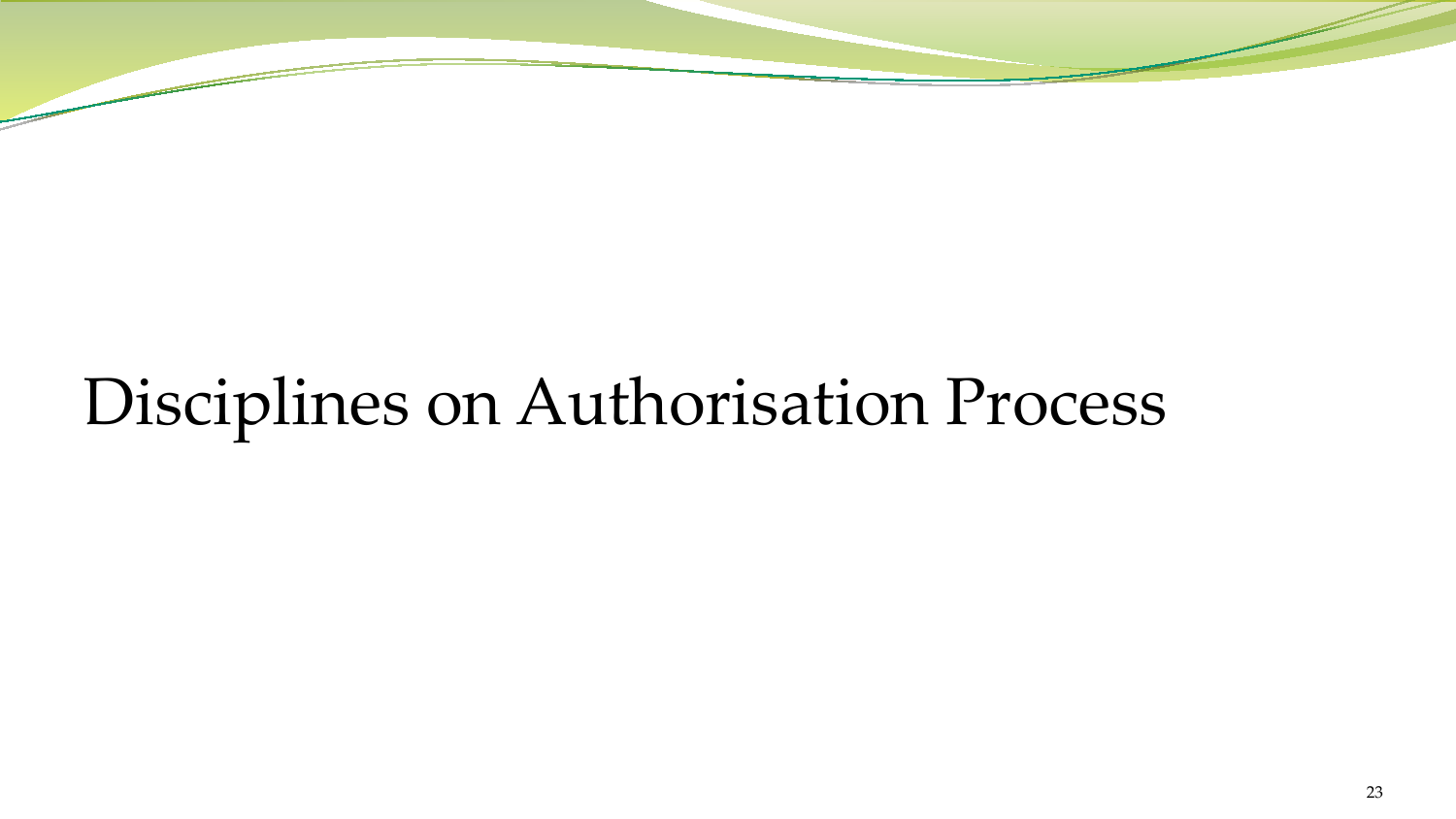# Disciplines on Authorisation Process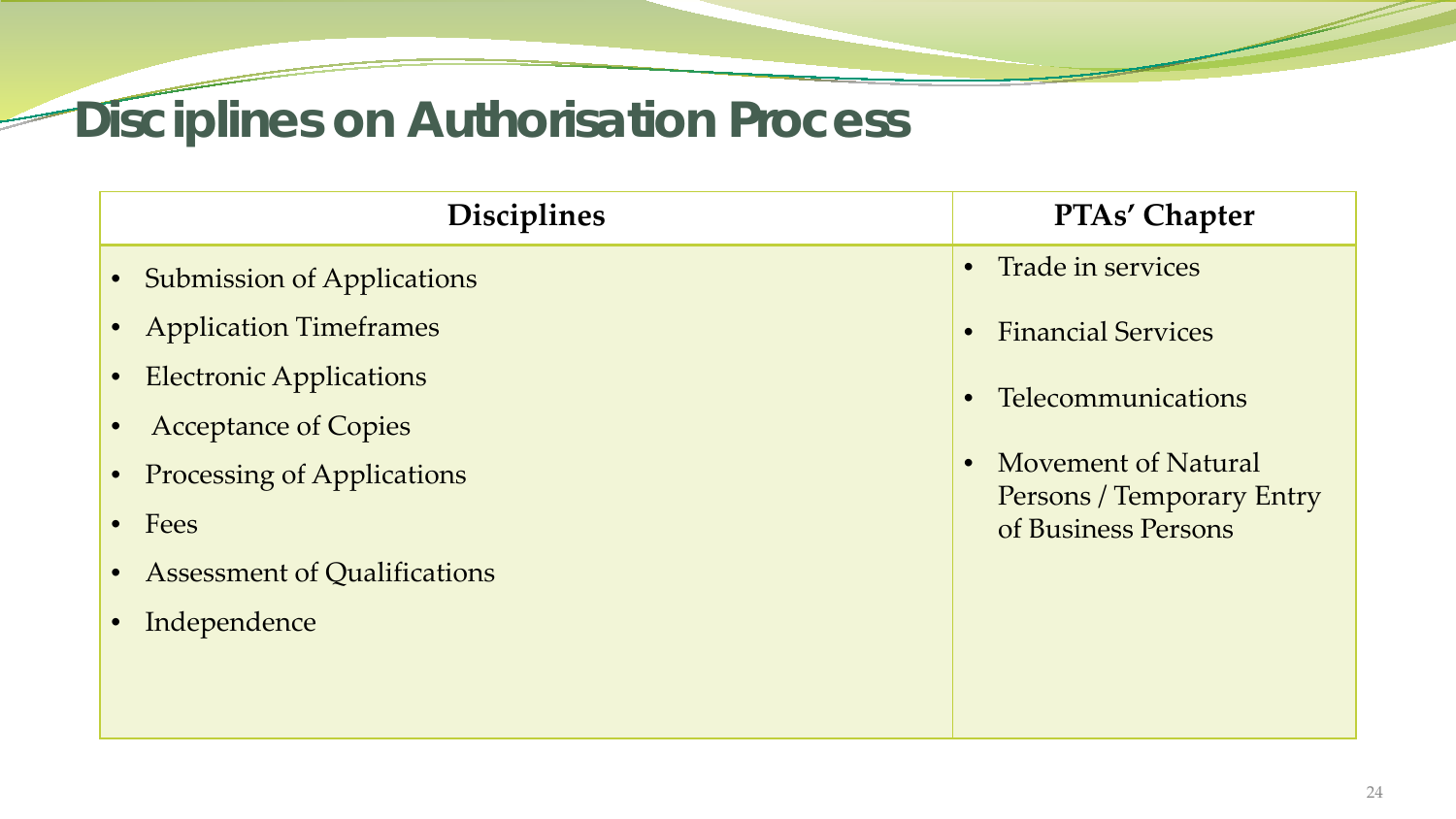# Disciplines on Authorisation Process

| Disciplines | PTAs' Chapter |
| --- | --- |
| • Submission of Applications<br>• Application Timeframes<br>• Electronic Applications<br>• Acceptance of Copies<br>• Processing of Applications<br>• Fees<br>• Assessment of Qualifications<br>• Independence | • Trade in services<br>• Financial Services<br>• Telecommunications<br>• Movement of Natural Persons / Temporary Entry of Business Persons |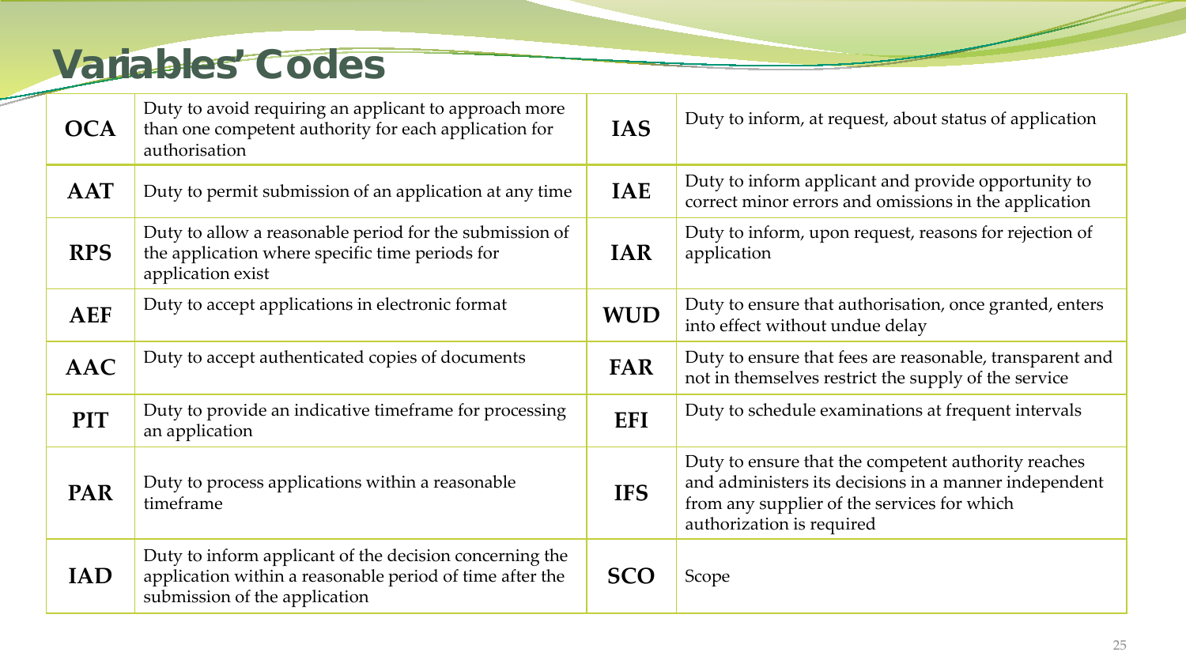# Variables' Codes

| Code | Description | Code | Description |
|---|---|---|---|
| **OCA** | Duty to avoid requiring an applicant to approach more than one competent authority for each application for authorisation | **IAS** | Duty to inform, at request, about status of application |
| **AAT** | Duty to permit submission of an application at any time | **IAE** | Duty to inform applicant and provide opportunity to correct minor errors and omissions in the application |
| **RPS** | Duty to allow a reasonable period for the submission of the application where specific time periods for application exist | **IAR** | Duty to inform, upon request, reasons for rejection of application |
| **AEF** | Duty to accept applications in electronic format | **WUD** | Duty to ensure that authorisation, once granted, enters into effect without undue delay |
| **AAC** | Duty to accept authenticated copies of documents | **FAR** | Duty to ensure that fees are reasonable, transparent and not in themselves restrict the supply of the service |
| **PIT** | Duty to provide an indicative timeframe for processing an application | **EFI** | Duty to schedule examinations at frequent intervals |
| **PAR** | Duty to process applications within a reasonable timeframe | **IFS** | Duty to ensure that the competent authority reaches and administers its decisions in a manner independent from any supplier of the services for which authorization is required |
| **IAD** | Duty to inform applicant of the decision concerning the application within a reasonable period of time after the submission of the application | **SCO** | Scope |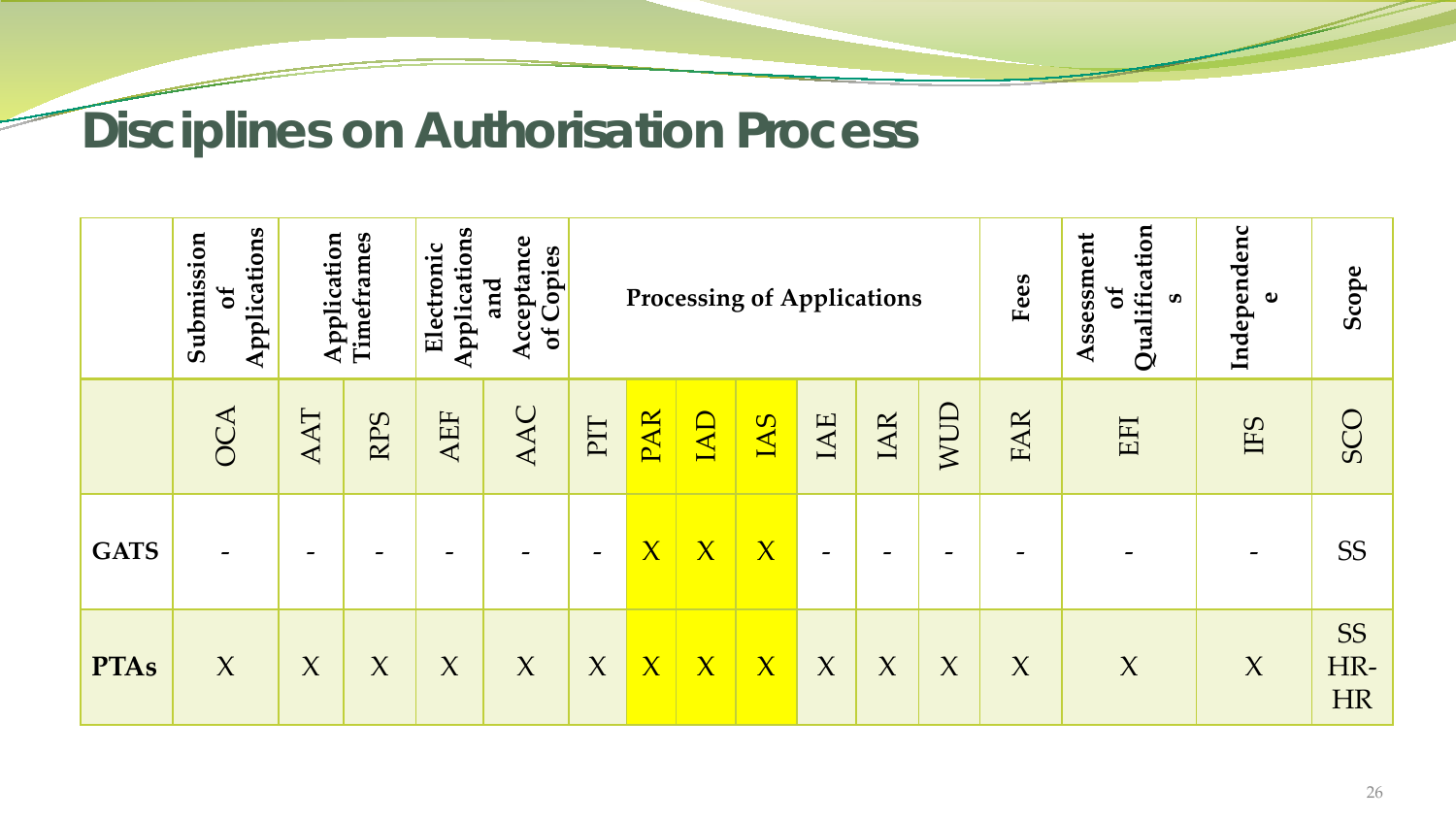# Disciplines on Authorisation Process

| | Submission of Applications | Application Timeframes | | Electronic Applications and Acceptance of Copies | | Processing of Applications | | | | | | | Fees | Assessment of Qualifications | Independence | Scope |
|---|---|---|---|---|---|---|---|---|---|---|---|---|---|---|---|---|
| | OCA | AAT | RPS | AEF | AAC | PIT | PAR | IAD | IAS | IAE | IAR | WUD | FAR | EFI | IFS | SCO |
| **GATS** | - | - | - | - | - | - | X | X | X | - | - | - | - | - | - | SS |
| **PTAs** | X | X | X | X | X | X | X | X | X | X | X | X | X | X | X | SS HR-HR |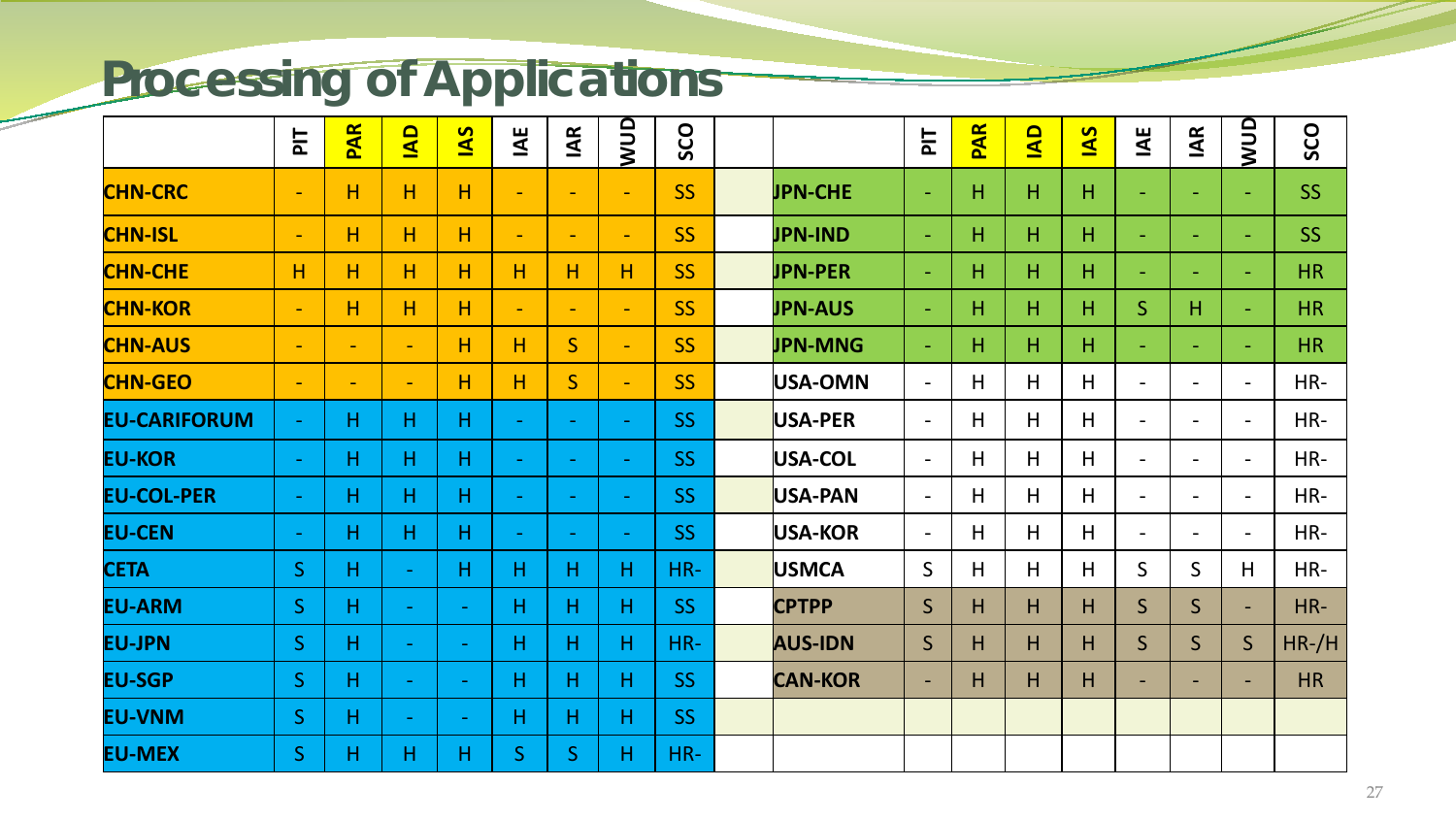# Processing of Applications

|  | PIT | PAR | IAD | IAS | IAE | IAR | WUD | SCO |  |  | PIT | PAR | IAD | IAS | IAE | IAR | WUD | SCO |
|---|---|---|---|---|---|---|---|---|---|---|---|---|---|---|---|---|---|---|
| **CHN-CRC** | - | H | H | H | - | - | - | SS |  | **JPN-CHE** | - | H | H | H | - | - | - | SS |
| **CHN-ISL** | - | H | H | H | - | - | - | SS |  | **JPN-IND** | - | H | H | H | - | - | - | SS |
| **CHN-CHE** | H | H | H | H | H | H | H | SS |  | **JPN-PER** | - | H | H | H | - | - | - | HR |
| **CHN-KOR** | - | H | H | H | - | - | - | SS |  | **JPN-AUS** | - | H | H | H | S | H | - | HR |
| **CHN-AUS** | - | - | - | H | H | S | - | SS |  | **JPN-MNG** | - | H | H | H | - | - | - | HR |
| **CHN-GEO** | - | - | - | H | H | S | - | SS |  | **USA-OMN** | - | H | H | H | - | - | - | HR- |
| **EU-CARIFORUM** | - | H | H | H | - | - | - | SS |  | **USA-PER** | - | H | H | H | - | - | - | HR- |
| **EU-KOR** | - | H | H | H | - | - | - | SS |  | **USA-COL** | - | H | H | H | - | - | - | HR- |
| **EU-COL-PER** | - | H | H | H | - | - | - | SS |  | **USA-PAN** | - | H | H | H | - | - | - | HR- |
| **EU-CEN** | - | H | H | H | - | - | - | SS |  | **USA-KOR** | - | H | H | H | - | - | - | HR- |
| **CETA** | S | H | - | H | H | H | H | HR- |  | **USMCA** | S | H | H | H | S | S | H | HR- |
| **EU-ARM** | S | H | - | - | H | H | H | SS |  | **CPTPP** | S | H | H | H | S | S | - | HR- |
| **EU-JPN** | S | H | - | - | H | H | H | HR- |  | **AUS-IDN** | S | H | H | H | S | S | S | HR-/H |
| **EU-SGP** | S | H | - | - | H | H | H | SS |  | **CAN-KOR** | - | H | H | H | - | - | - | HR |
| **EU-VNM** | S | H | - | - | H | H | H | SS |  |  |  |  |  |  |  |  |  |  |
| **EU-MEX** | S | H | H | H | S | S | H | HR- |  |  |  |  |  |  |  |  |  |  |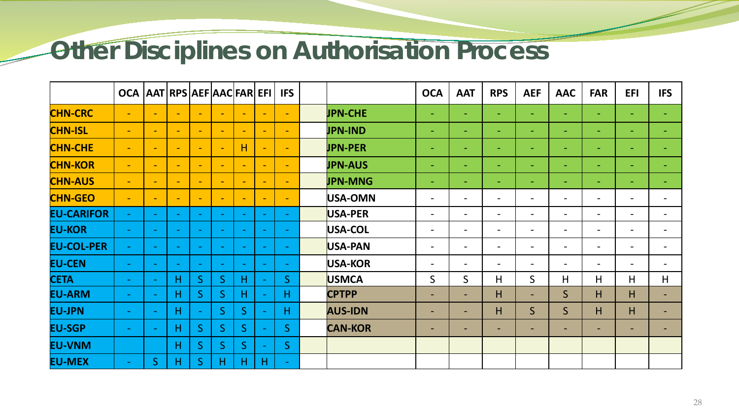# Other Disciplines on Authorisation Process

| | OCA | AAT | RPS | AEF | AAC | FAR | EFI | IFS |
|---|---|---|---|---|---|---|---|---|
| **CHN-CRC** | - | - | - | - | - | - | - | - |
| **CHN-ISL** | - | - | - | - | - | - | - | - |
| **CHN-CHE** | - | - | - | - | - | H | - | - |
| **CHN-KOR** | - | - | - | - | - | - | - | - |
| **CHN-AUS** | - | - | - | - | - | - | - | - |
| **CHN-GEO** | - | - | - | - | - | - | - | - |
| **EU-CARIFOR** | - | - | - | - | - | - | - | - |
| **EU-KOR** | - | - | - | - | - | - | - | - |
| **EU-COL-PER** | - | - | - | - | - | - | - | - |
| **EU-CEN** | - | - | - | - | - | - | - | - |
| **CETA** | - | - | H | S | S | H | - | S |
| **EU-ARM** | - | - | H | S | S | H | - | H |
| **EU-JPN** | - | - | H | - | S | S | - | H |
| **EU-SGP** | - | - | H | S | S | S | - | S |
| **EU-VNM** | | | H | S | S | S | - | S |
| **EU-MEX** | - | S | H | S | H | H | H | - |

| | OCA | AAT | RPS | AEF | AAC | FAR | EFI | IFS |
|---|---|---|---|---|---|---|---|---|
| **JPN-CHE** | - | - | - | - | - | - | - | - |
| **JPN-IND** | - | - | - | - | - | - | - | - |
| **JPN-PER** | - | - | - | - | - | - | - | - |
| **JPN-AUS** | - | - | - | - | - | - | - | - |
| **JPN-MNG** | - | - | - | - | - | - | - | - |
| **USA-OMN** | - | - | - | - | - | - | - | - |
| **USA-PER** | - | - | - | - | - | - | - | - |
| **USA-COL** | - | - | - | - | - | - | - | - |
| **USA-PAN** | - | - | - | - | - | - | - | - |
| **USA-KOR** | - | - | - | - | - | - | - | - |
| **USMCA** | S | S | H | S | H | H | H | H |
| **CPTPP** | - | - | H | - | S | H | H | - |
| **AUS-IDN** | - | - | H | S | S | H | H | - |
| **CAN-KOR** | - | - | - | - | - | - | - | - |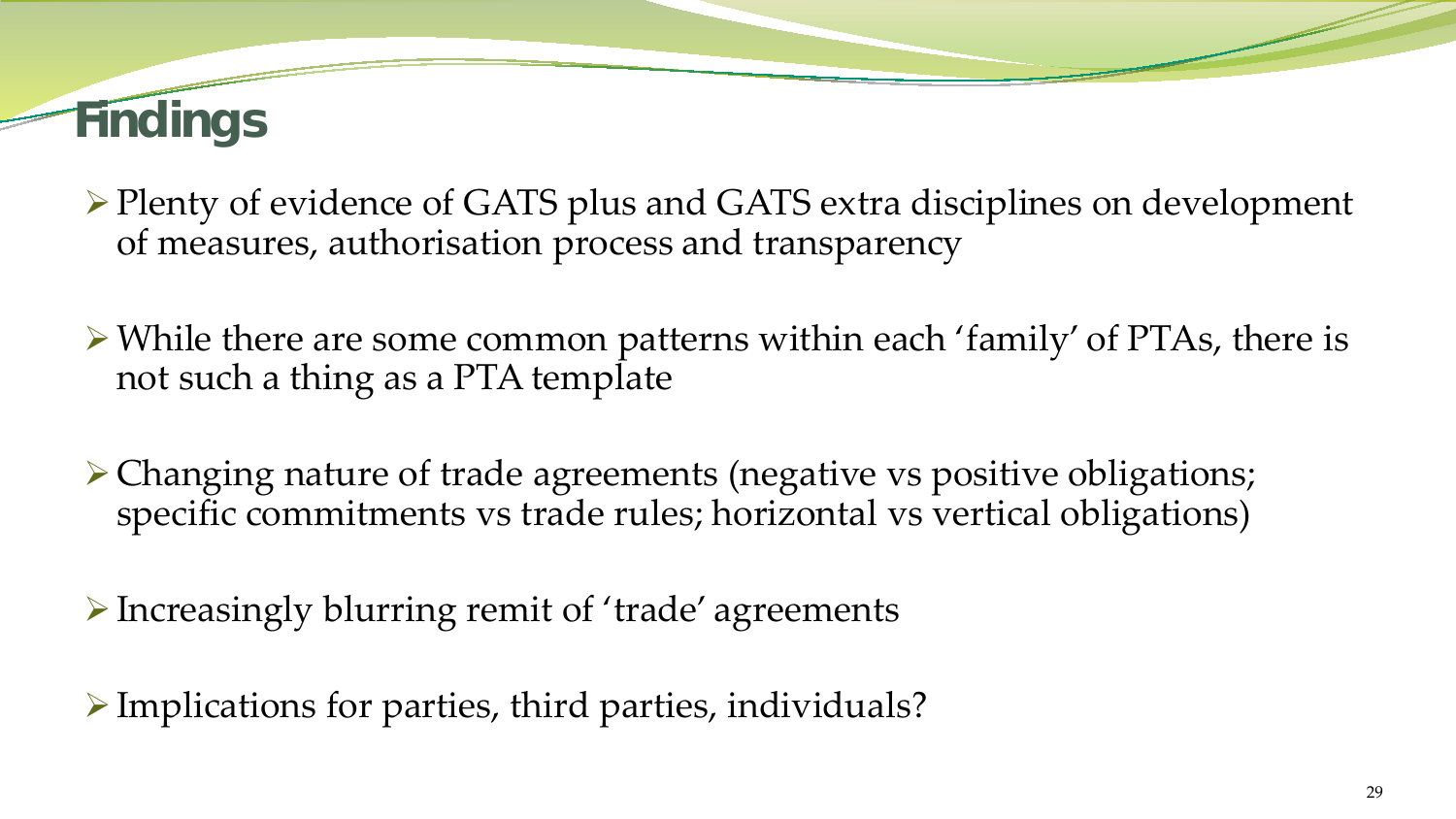# Findings

- Plenty of evidence of GATS plus and GATS extra disciplines on development of measures, authorisation process and transparency
- While there are some common patterns within each 'family' of PTAs, there is not such a thing as a PTA template
- Changing nature of trade agreements (negative vs positive obligations; specific commitments vs trade rules; horizontal vs vertical obligations)
- Increasingly blurring remit of 'trade' agreements
- Implications for parties, third parties, individuals?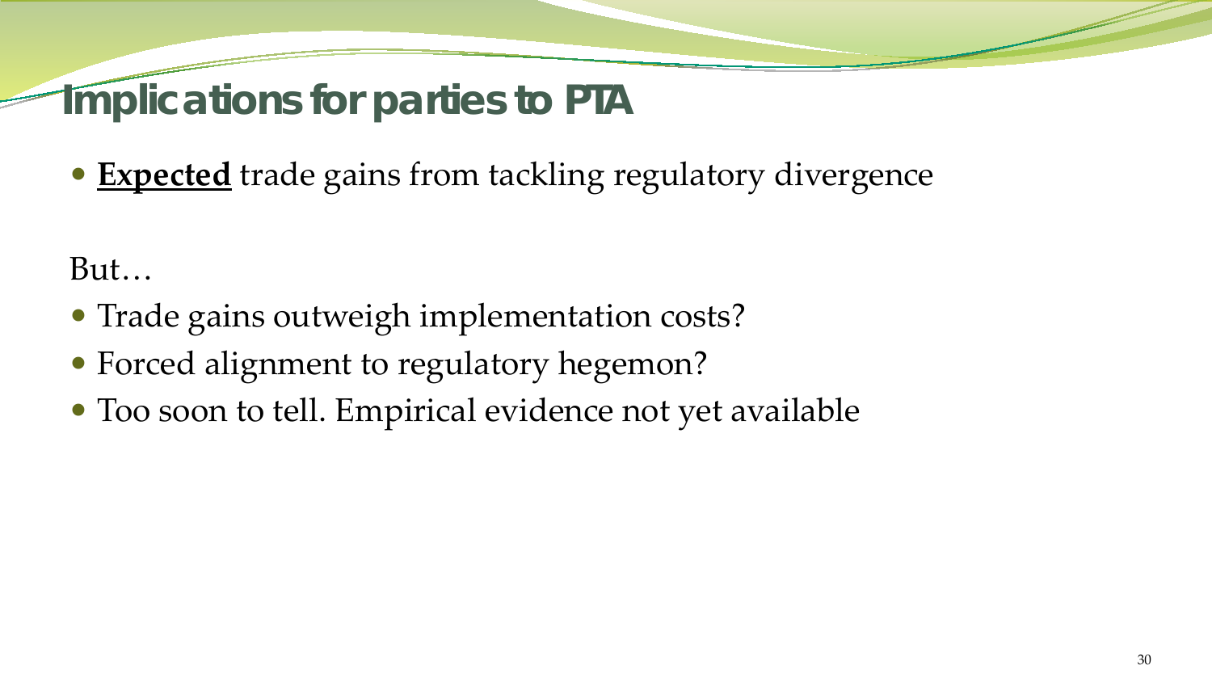# Implications for parties to PTA

- **<u>Expected</u>** trade gains from tackling regulatory divergence

But…

- Trade gains outweigh implementation costs?
- Forced alignment to regulatory hegemon?
- Too soon to tell. Empirical evidence not yet available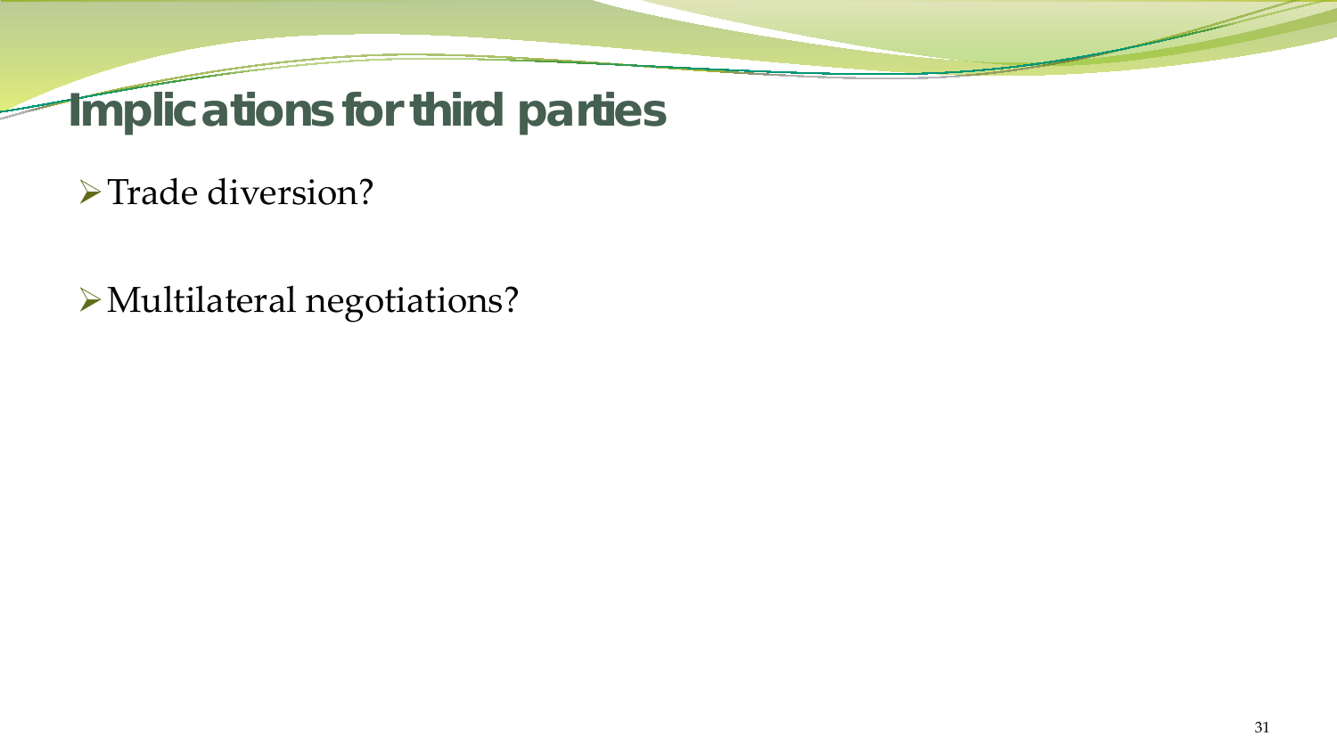# Implications for third parties

- Trade diversion?

- Multilateral negotiations?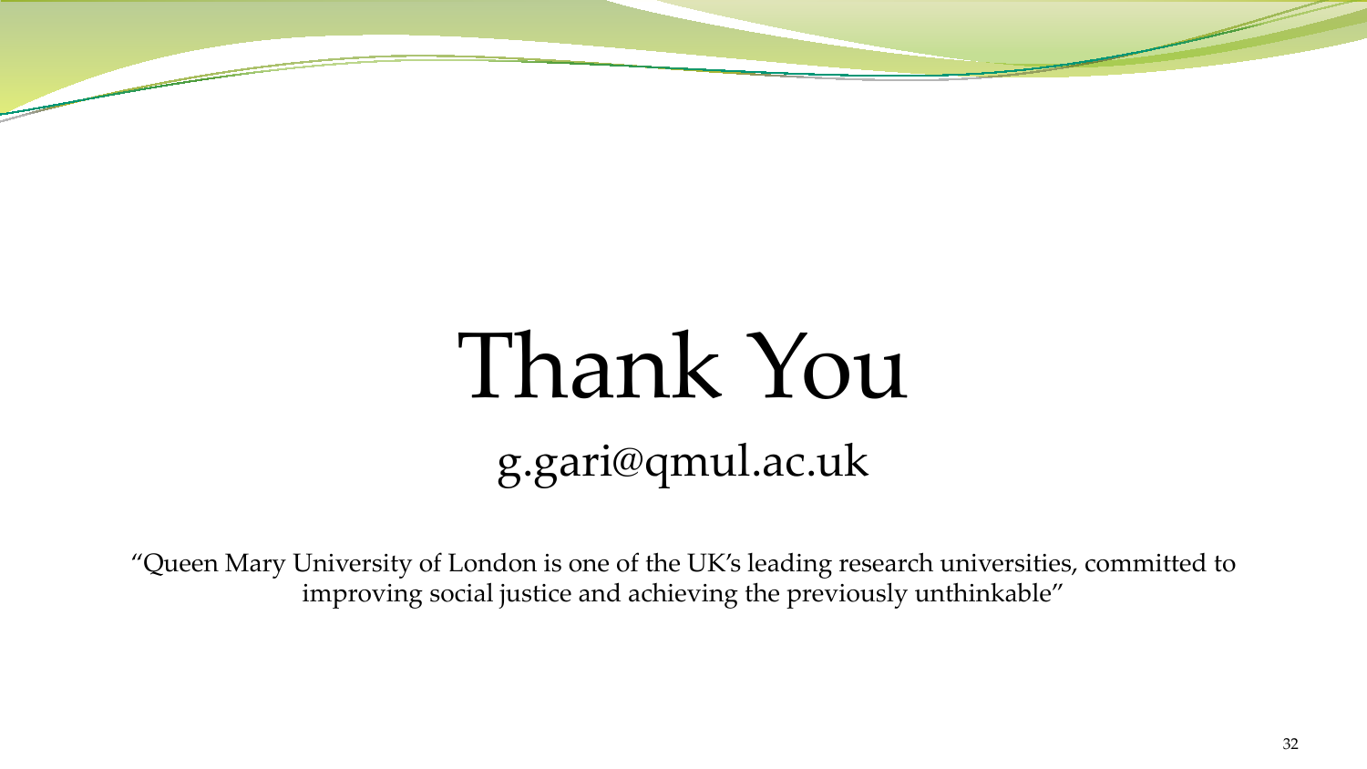# Thank You

g.gari@qmul.ac.uk

"Queen Mary University of London is one of the UK's leading research universities, committed to improving social justice and achieving the previously unthinkable"